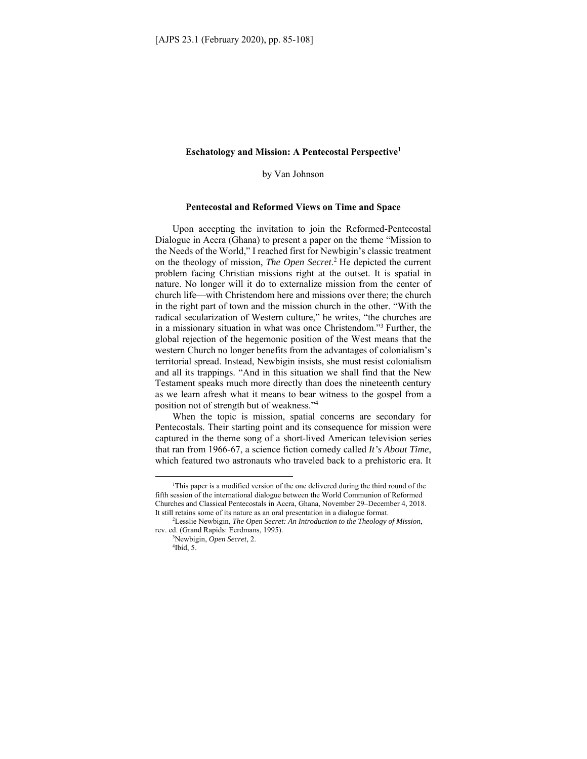# Eschatology and Mission: A Pentecostal Perspective[1]

by Van Johnson

## Pentecostal and Reformed Views on Time and Space

Upon accepting the invitation to join the Reformed-Pentecostal Dialogue in Accra (Ghana) to present a paper on the theme "Mission to the Needs of the World," I reached first for Newbigin's classic treatment on the theology of mission, *The Open Secret*.[2] He depicted the current problem facing Christian missions right at the outset. It is spatial in nature. No longer will it do to externalize mission from the center of church life—with Christendom here and missions over there; the church in the right part of town and the mission church in the other. "With the radical secularization of Western culture," he writes, "the churches are in a missionary situation in what was once Christendom."[3] Further, the global rejection of the hegemonic position of the West means that the western Church no longer benefits from the advantages of colonialism's territorial spread. Instead, Newbigin insists, she must resist colonialism and all its trappings. "And in this situation we shall find that the New Testament speaks much more directly than does the nineteenth century as we learn afresh what it means to bear witness to the gospel from a position not of strength but of weakness."[4]

When the topic is mission, spatial concerns are secondary for Pentecostals. Their starting point and its consequence for mission were captured in the theme song of a short-lived American television series that ran from 1966-67, a science fiction comedy called *It's About Time*, which featured two astronauts who traveled back to a prehistoric era. It

---

[1] This paper is a modified version of the one delivered during the third round of the fifth session of the international dialogue between the World Communion of Reformed Churches and Classical Pentecostals in Accra, Ghana, November 29–December 4, 2018. It still retains some of its nature as an oral presentation in a dialogue format.

[2] Lesslie Newbigin, *The Open Secret: An Introduction to the Theology of Mission*, rev. ed. (Grand Rapids: Eerdmans, 1995).

[3] Newbigin, *Open Secret*, 2.

[4] Ibid, 5.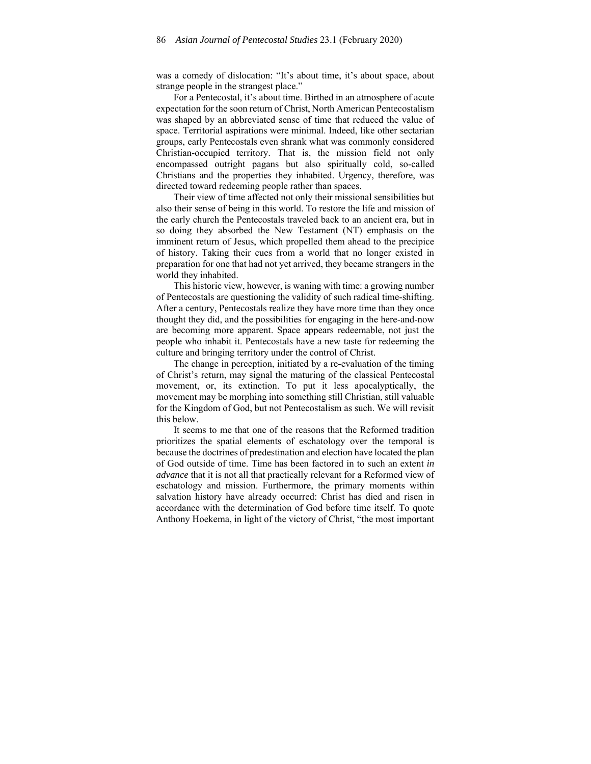was a comedy of dislocation: "It's about time, it's about space, about strange people in the strangest place."

For a Pentecostal, it's about time. Birthed in an atmosphere of acute expectation for the soon return of Christ, North American Pentecostalism was shaped by an abbreviated sense of time that reduced the value of space. Territorial aspirations were minimal. Indeed, like other sectarian groups, early Pentecostals even shrank what was commonly considered Christian-occupied territory. That is, the mission field not only encompassed outright pagans but also spiritually cold, so-called Christians and the properties they inhabited. Urgency, therefore, was directed toward redeeming people rather than spaces.

Their view of time affected not only their missional sensibilities but also their sense of being in this world. To restore the life and mission of the early church the Pentecostals traveled back to an ancient era, but in so doing they absorbed the New Testament (NT) emphasis on the imminent return of Jesus, which propelled them ahead to the precipice of history. Taking their cues from a world that no longer existed in preparation for one that had not yet arrived, they became strangers in the world they inhabited.

This historic view, however, is waning with time: a growing number of Pentecostals are questioning the validity of such radical time-shifting. After a century, Pentecostals realize they have more time than they once thought they did, and the possibilities for engaging in the here-and-now are becoming more apparent. Space appears redeemable, not just the people who inhabit it. Pentecostals have a new taste for redeeming the culture and bringing territory under the control of Christ.

The change in perception, initiated by a re-evaluation of the timing of Christ's return, may signal the maturing of the classical Pentecostal movement, or, its extinction. To put it less apocalyptically, the movement may be morphing into something still Christian, still valuable for the Kingdom of God, but not Pentecostalism as such. We will revisit this below.

It seems to me that one of the reasons that the Reformed tradition prioritizes the spatial elements of eschatology over the temporal is because the doctrines of predestination and election have located the plan of God outside of time. Time has been factored in to such an extent *in advance* that it is not all that practically relevant for a Reformed view of eschatology and mission. Furthermore, the primary moments within salvation history have already occurred: Christ has died and risen in accordance with the determination of God before time itself. To quote Anthony Hoekema, in light of the victory of Christ, "the most important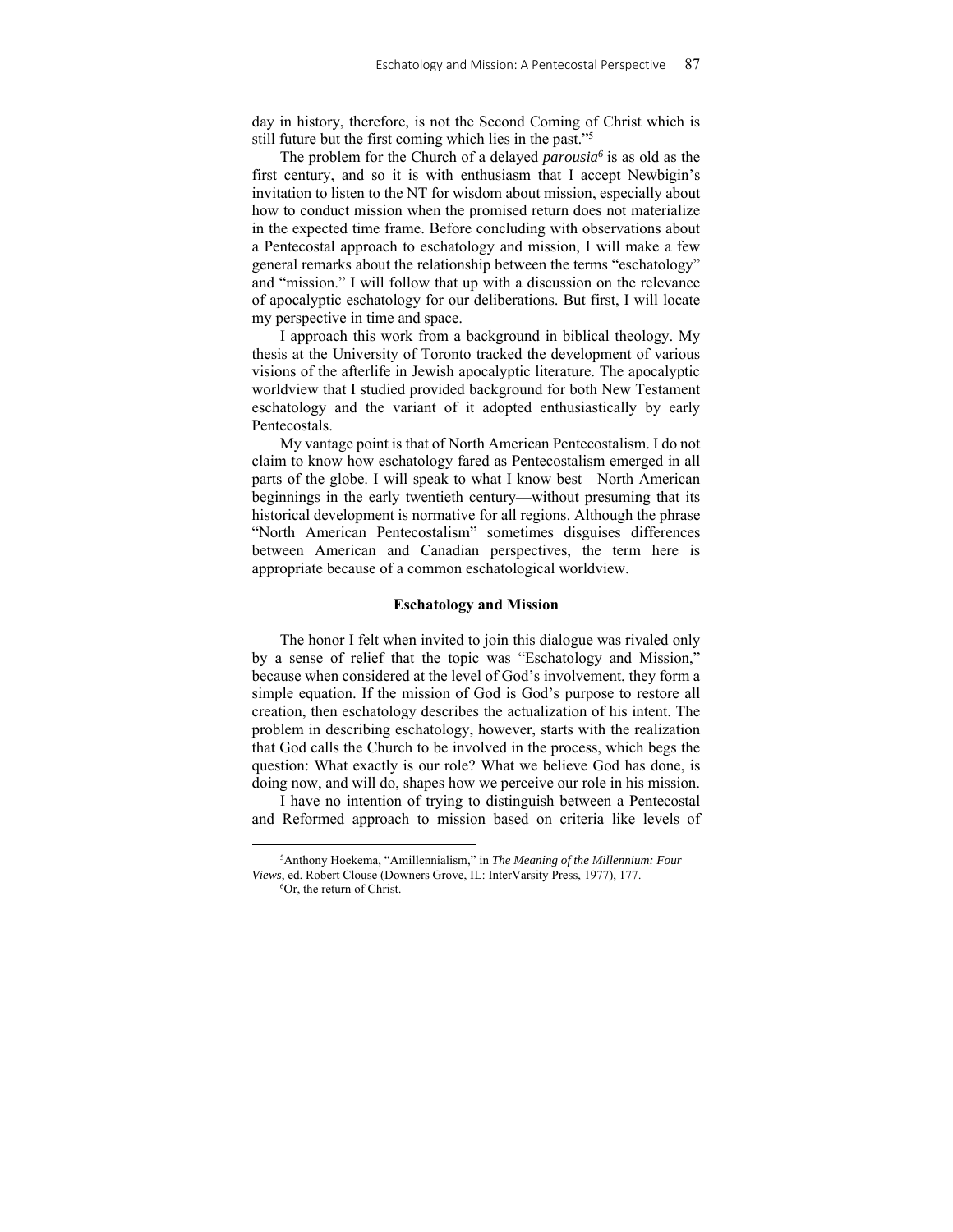day in history, therefore, is not the Second Coming of Christ which is still future but the first coming which lies in the past."[5]

The problem for the Church of a delayed *parousia*[6] is as old as the first century, and so it is with enthusiasm that I accept Newbigin's invitation to listen to the NT for wisdom about mission, especially about how to conduct mission when the promised return does not materialize in the expected time frame. Before concluding with observations about a Pentecostal approach to eschatology and mission, I will make a few general remarks about the relationship between the terms "eschatology" and "mission." I will follow that up with a discussion on the relevance of apocalyptic eschatology for our deliberations. But first, I will locate my perspective in time and space.

I approach this work from a background in biblical theology. My thesis at the University of Toronto tracked the development of various visions of the afterlife in Jewish apocalyptic literature. The apocalyptic worldview that I studied provided background for both New Testament eschatology and the variant of it adopted enthusiastically by early Pentecostals.

My vantage point is that of North American Pentecostalism. I do not claim to know how eschatology fared as Pentecostalism emerged in all parts of the globe. I will speak to what I know best—North American beginnings in the early twentieth century—without presuming that its historical development is normative for all regions. Although the phrase "North American Pentecostalism" sometimes disguises differences between American and Canadian perspectives, the term here is appropriate because of a common eschatological worldview.

## Eschatology and Mission

The honor I felt when invited to join this dialogue was rivaled only by a sense of relief that the topic was "Eschatology and Mission," because when considered at the level of God's involvement, they form a simple equation. If the mission of God is God's purpose to restore all creation, then eschatology describes the actualization of his intent. The problem in describing eschatology, however, starts with the realization that God calls the Church to be involved in the process, which begs the question: What exactly is our role? What we believe God has done, is doing now, and will do, shapes how we perceive our role in his mission.

I have no intention of trying to distinguish between a Pentecostal and Reformed approach to mission based on criteria like levels of

---

[5] Anthony Hoekema, "Amillennialism," in *The Meaning of the Millennium: Four Views*, ed. Robert Clouse (Downers Grove, IL: InterVarsity Press, 1977), 177.

[6] Or, the return of Christ.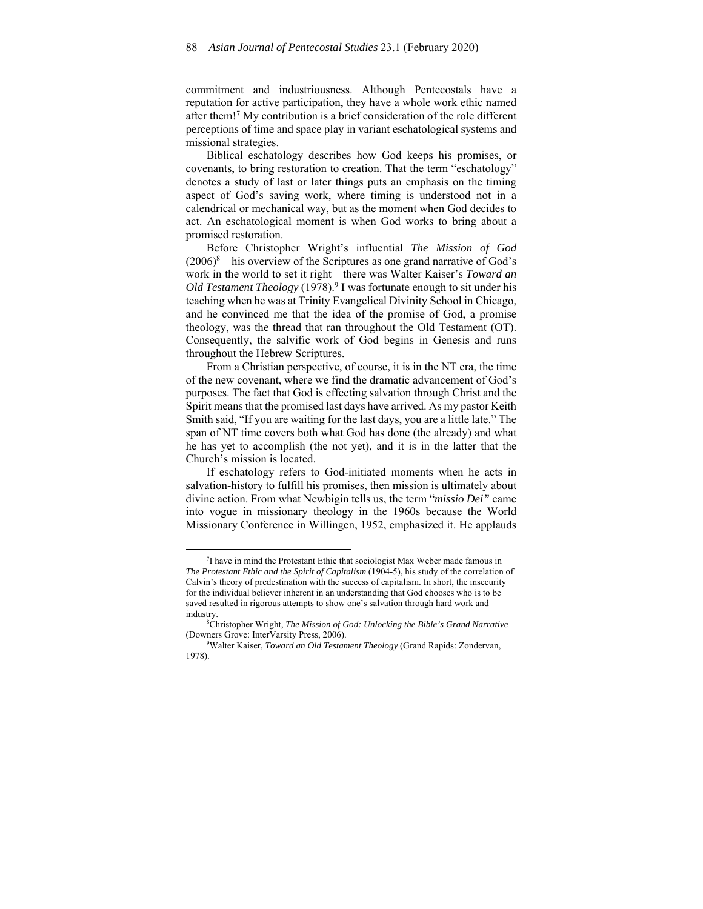commitment and industriousness. Although Pentecostals have a reputation for active participation, they have a whole work ethic named after them![7] My contribution is a brief consideration of the role different perceptions of time and space play in variant eschatological systems and missional strategies.

Biblical eschatology describes how God keeps his promises, or covenants, to bring restoration to creation. That the term "eschatology" denotes a study of last or later things puts an emphasis on the timing aspect of God's saving work, where timing is understood not in a calendrical or mechanical way, but as the moment when God decides to act. An eschatological moment is when God works to bring about a promised restoration.

Before Christopher Wright's influential *The Mission of God* (2006)[8]—his overview of the Scriptures as one grand narrative of God's work in the world to set it right—there was Walter Kaiser's *Toward an Old Testament Theology* (1978).[9] I was fortunate enough to sit under his teaching when he was at Trinity Evangelical Divinity School in Chicago, and he convinced me that the idea of the promise of God, a promise theology, was the thread that ran throughout the Old Testament (OT). Consequently, the salvific work of God begins in Genesis and runs throughout the Hebrew Scriptures.

From a Christian perspective, of course, it is in the NT era, the time of the new covenant, where we find the dramatic advancement of God's purposes. The fact that God is effecting salvation through Christ and the Spirit means that the promised last days have arrived. As my pastor Keith Smith said, "If you are waiting for the last days, you are a little late." The span of NT time covers both what God has done (the already) and what he has yet to accomplish (the not yet), and it is in the latter that the Church's mission is located.

If eschatology refers to God-initiated moments when he acts in salvation-history to fulfill his promises, then mission is ultimately about divine action. From what Newbigin tells us, the term "*missio Dei*" came into vogue in missionary theology in the 1960s because the World Missionary Conference in Willingen, 1952, emphasized it. He applauds

---

[7] I have in mind the Protestant Ethic that sociologist Max Weber made famous in *The Protestant Ethic and the Spirit of Capitalism* (1904-5), his study of the correlation of Calvin's theory of predestination with the success of capitalism. In short, the insecurity for the individual believer inherent in an understanding that God chooses who is to be saved resulted in rigorous attempts to show one's salvation through hard work and industry.

[8] Christopher Wright, *The Mission of God: Unlocking the Bible's Grand Narrative* (Downers Grove: InterVarsity Press, 2006).

[9] Walter Kaiser, *Toward an Old Testament Theology* (Grand Rapids: Zondervan, 1978).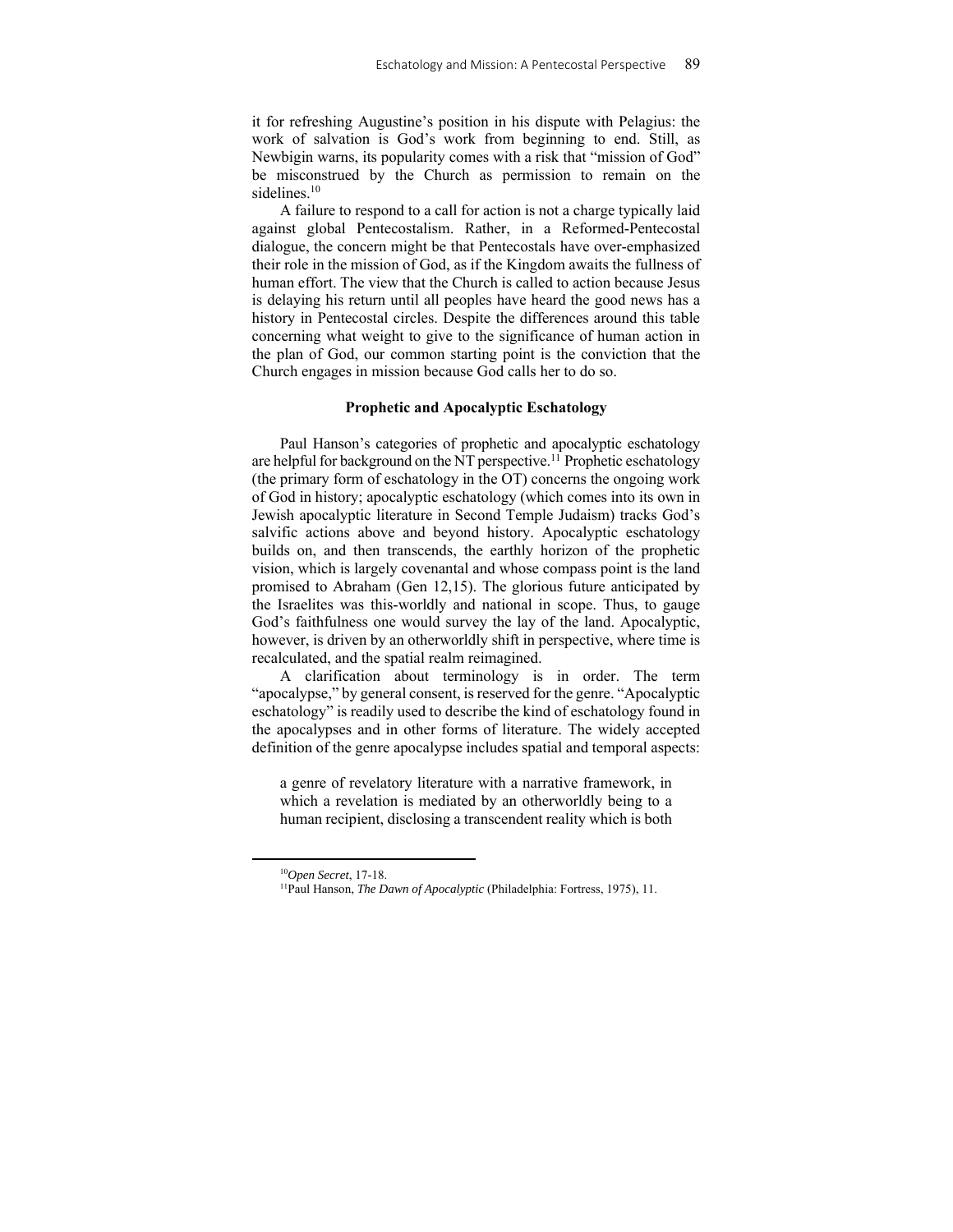it for refreshing Augustine's position in his dispute with Pelagius: the work of salvation is God's work from beginning to end. Still, as Newbigin warns, its popularity comes with a risk that "mission of God" be misconstrued by the Church as permission to remain on the sidelines.[10]

A failure to respond to a call for action is not a charge typically laid against global Pentecostalism. Rather, in a Reformed-Pentecostal dialogue, the concern might be that Pentecostals have over-emphasized their role in the mission of God, as if the Kingdom awaits the fullness of human effort. The view that the Church is called to action because Jesus is delaying his return until all peoples have heard the good news has a history in Pentecostal circles. Despite the differences around this table concerning what weight to give to the significance of human action in the plan of God, our common starting point is the conviction that the Church engages in mission because God calls her to do so.

## Prophetic and Apocalyptic Eschatology

Paul Hanson's categories of prophetic and apocalyptic eschatology are helpful for background on the NT perspective.[11] Prophetic eschatology (the primary form of eschatology in the OT) concerns the ongoing work of God in history; apocalyptic eschatology (which comes into its own in Jewish apocalyptic literature in Second Temple Judaism) tracks God's salvific actions above and beyond history. Apocalyptic eschatology builds on, and then transcends, the earthly horizon of the prophetic vision, which is largely covenantal and whose compass point is the land promised to Abraham (Gen 12,15). The glorious future anticipated by the Israelites was this-worldly and national in scope. Thus, to gauge God's faithfulness one would survey the lay of the land. Apocalyptic, however, is driven by an otherworldly shift in perspective, where time is recalculated, and the spatial realm reimagined.

A clarification about terminology is in order. The term "apocalypse," by general consent, is reserved for the genre. "Apocalyptic eschatology" is readily used to describe the kind of eschatology found in the apocalypses and in other forms of literature. The widely accepted definition of the genre apocalypse includes spatial and temporal aspects:

> a genre of revelatory literature with a narrative framework, in which a revelation is mediated by an otherworldly being to a human recipient, disclosing a transcendent reality which is both

---

[10] *Open Secret*, 17-18.

[11] Paul Hanson, *The Dawn of Apocalyptic* (Philadelphia: Fortress, 1975), 11.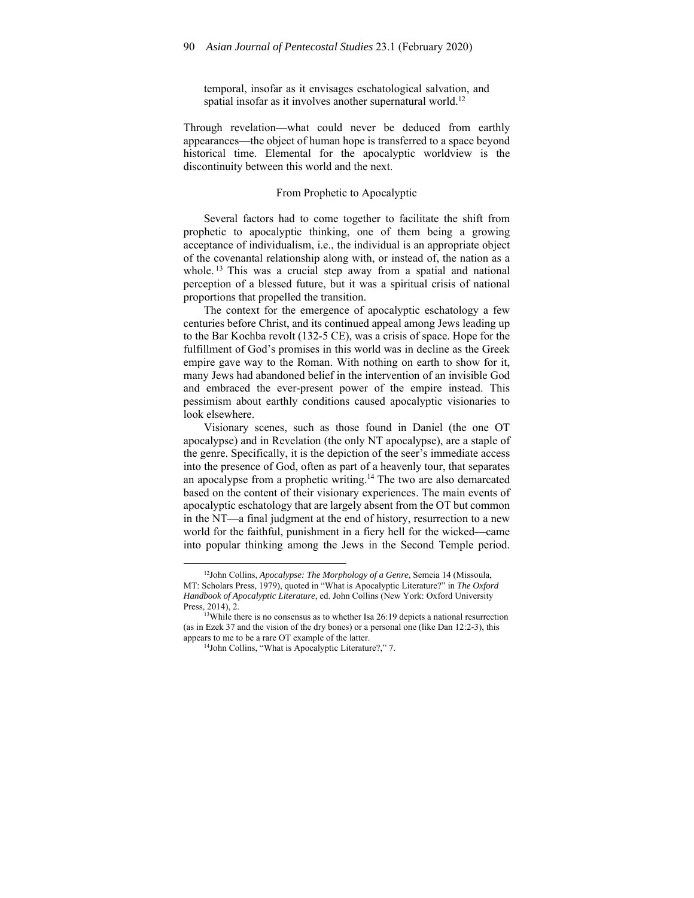temporal, insofar as it envisages eschatological salvation, and spatial insofar as it involves another supernatural world.[12]

Through revelation—what could never be deduced from earthly appearances—the object of human hope is transferred to a space beyond historical time. Elemental for the apocalyptic worldview is the discontinuity between this world and the next.

## From Prophetic to Apocalyptic

Several factors had to come together to facilitate the shift from prophetic to apocalyptic thinking, one of them being a growing acceptance of individualism, i.e., the individual is an appropriate object of the covenantal relationship along with, or instead of, the nation as a whole.[13] This was a crucial step away from a spatial and national perception of a blessed future, but it was a spiritual crisis of national proportions that propelled the transition.

The context for the emergence of apocalyptic eschatology a few centuries before Christ, and its continued appeal among Jews leading up to the Bar Kochba revolt (132-5 CE), was a crisis of space. Hope for the fulfillment of God's promises in this world was in decline as the Greek empire gave way to the Roman. With nothing on earth to show for it, many Jews had abandoned belief in the intervention of an invisible God and embraced the ever-present power of the empire instead. This pessimism about earthly conditions caused apocalyptic visionaries to look elsewhere.

Visionary scenes, such as those found in Daniel (the one OT apocalypse) and in Revelation (the only NT apocalypse), are a staple of the genre. Specifically, it is the depiction of the seer's immediate access into the presence of God, often as part of a heavenly tour, that separates an apocalypse from a prophetic writing.[14] The two are also demarcated based on the content of their visionary experiences. The main events of apocalyptic eschatology that are largely absent from the OT but common in the NT—a final judgment at the end of history, resurrection to a new world for the faithful, punishment in a fiery hell for the wicked—came into popular thinking among the Jews in the Second Temple period.

---

[12] John Collins, *Apocalypse: The Morphology of a Genre*, Semeia 14 (Missoula, MT: Scholars Press, 1979), quoted in "What is Apocalyptic Literature?" in *The Oxford Handbook of Apocalyptic Literature*, ed. John Collins (New York: Oxford University Press, 2014), 2.

[13] While there is no consensus as to whether Isa 26:19 depicts a national resurrection (as in Ezek 37 and the vision of the dry bones) or a personal one (like Dan 12:2-3), this appears to me to be a rare OT example of the latter.

[14] John Collins, "What is Apocalyptic Literature?," 7.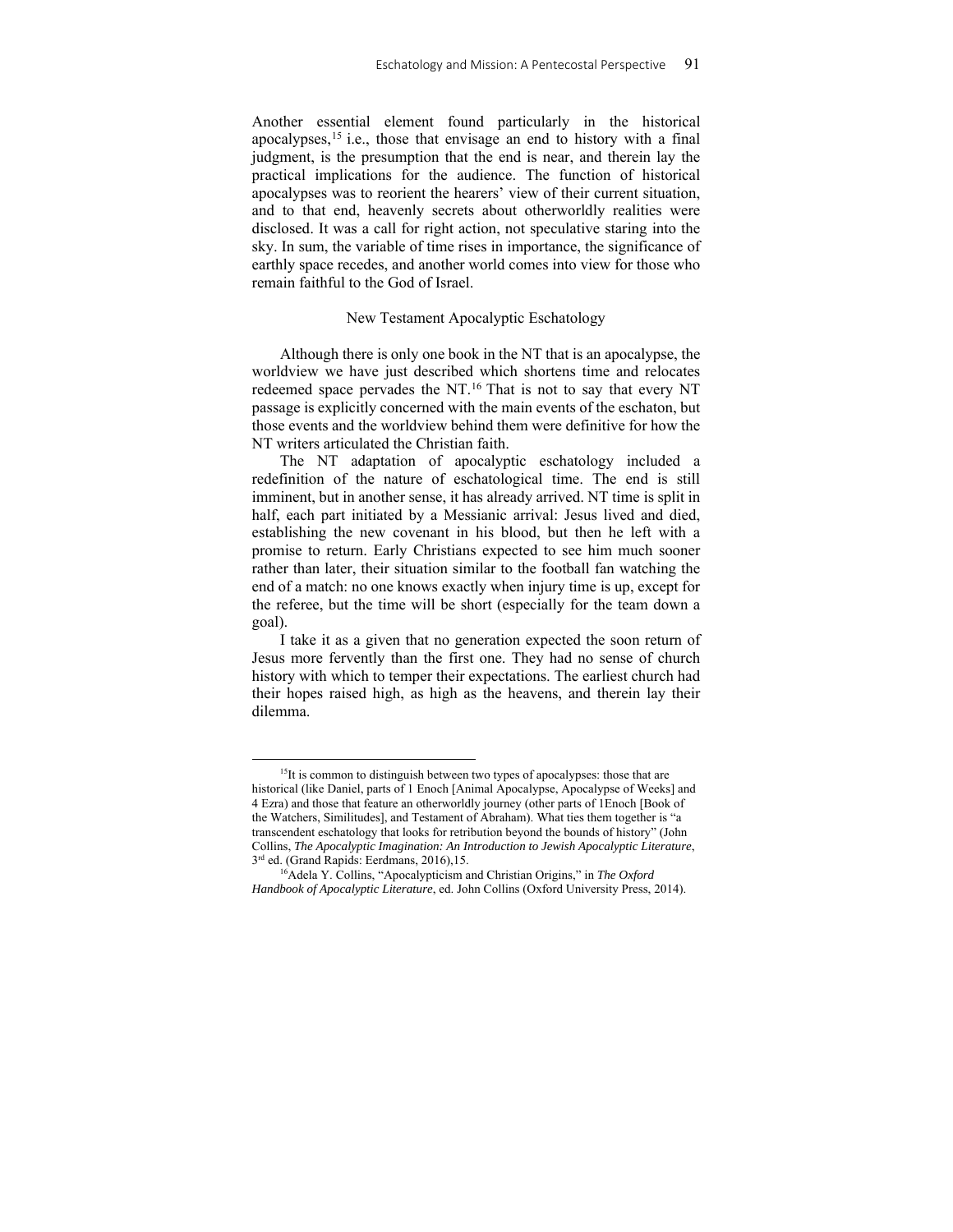Another essential element found particularly in the historical apocalypses,[15] i.e., those that envisage an end to history with a final judgment, is the presumption that the end is near, and therein lay the practical implications for the audience. The function of historical apocalypses was to reorient the hearers' view of their current situation, and to that end, heavenly secrets about otherworldly realities were disclosed. It was a call for right action, not speculative staring into the sky. In sum, the variable of time rises in importance, the significance of earthly space recedes, and another world comes into view for those who remain faithful to the God of Israel.

## New Testament Apocalyptic Eschatology

Although there is only one book in the NT that is an apocalypse, the worldview we have just described which shortens time and relocates redeemed space pervades the NT.[16] That is not to say that every NT passage is explicitly concerned with the main events of the eschaton, but those events and the worldview behind them were definitive for how the NT writers articulated the Christian faith.

The NT adaptation of apocalyptic eschatology included a redefinition of the nature of eschatological time. The end is still imminent, but in another sense, it has already arrived. NT time is split in half, each part initiated by a Messianic arrival: Jesus lived and died, establishing the new covenant in his blood, but then he left with a promise to return. Early Christians expected to see him much sooner rather than later, their situation similar to the football fan watching the end of a match: no one knows exactly when injury time is up, except for the referee, but the time will be short (especially for the team down a goal).

I take it as a given that no generation expected the soon return of Jesus more fervently than the first one. They had no sense of church history with which to temper their expectations. The earliest church had their hopes raised high, as high as the heavens, and therein lay their dilemma.

---

[15]It is common to distinguish between two types of apocalypses: those that are historical (like Daniel, parts of 1 Enoch [Animal Apocalypse, Apocalypse of Weeks] and 4 Ezra) and those that feature an otherworldly journey (other parts of 1Enoch [Book of the Watchers, Similitudes], and Testament of Abraham). What ties them together is "a transcendent eschatology that looks for retribution beyond the bounds of history" (John Collins, *The Apocalyptic Imagination: An Introduction to Jewish Apocalyptic Literature*, 3rd ed. (Grand Rapids: Eerdmans, 2016),15.

[16]Adela Y. Collins, "Apocalypticism and Christian Origins," in *The Oxford Handbook of Apocalyptic Literature*, ed. John Collins (Oxford University Press, 2014).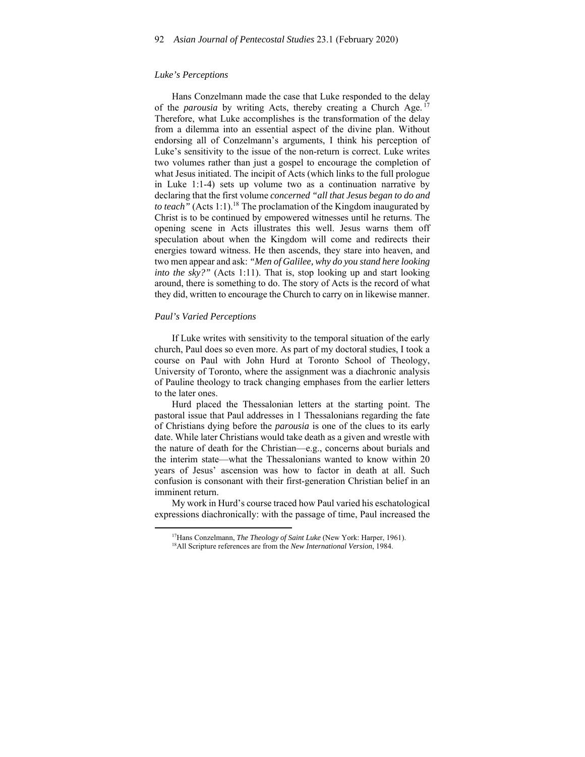*Luke's Perceptions*

Hans Conzelmann made the case that Luke responded to the delay of the *parousia* by writing Acts, thereby creating a Church Age.[17] Therefore, what Luke accomplishes is the transformation of the delay from a dilemma into an essential aspect of the divine plan. Without endorsing all of Conzelmann's arguments, I think his perception of Luke's sensitivity to the issue of the non-return is correct. Luke writes two volumes rather than just a gospel to encourage the completion of what Jesus initiated. The incipit of Acts (which links to the full prologue in Luke 1:1-4) sets up volume two as a continuation narrative by declaring that the first volume *concerned "all that Jesus began to do and to teach"* (Acts 1:1).[18] The proclamation of the Kingdom inaugurated by Christ is to be continued by empowered witnesses until he returns. The opening scene in Acts illustrates this well. Jesus warns them off speculation about when the Kingdom will come and redirects their energies toward witness. He then ascends, they stare into heaven, and two men appear and ask: *"Men of Galilee, why do you stand here looking into the sky?"* (Acts 1:11). That is, stop looking up and start looking around, there is something to do. The story of Acts is the record of what they did, written to encourage the Church to carry on in likewise manner.

*Paul's Varied Perceptions*

If Luke writes with sensitivity to the temporal situation of the early church, Paul does so even more. As part of my doctoral studies, I took a course on Paul with John Hurd at Toronto School of Theology, University of Toronto, where the assignment was a diachronic analysis of Pauline theology to track changing emphases from the earlier letters to the later ones.

Hurd placed the Thessalonian letters at the starting point. The pastoral issue that Paul addresses in 1 Thessalonians regarding the fate of Christians dying before the *parousia* is one of the clues to its early date. While later Christians would take death as a given and wrestle with the nature of death for the Christian—e.g., concerns about burials and the interim state—what the Thessalonians wanted to know within 20 years of Jesus' ascension was how to factor in death at all. Such confusion is consonant with their first-generation Christian belief in an imminent return.

My work in Hurd's course traced how Paul varied his eschatological expressions diachronically: with the passage of time, Paul increased the

[17]Hans Conzelmann, *The Theology of Saint Luke* (New York: Harper, 1961).

[18]All Scripture references are from the *New International Version*, 1984.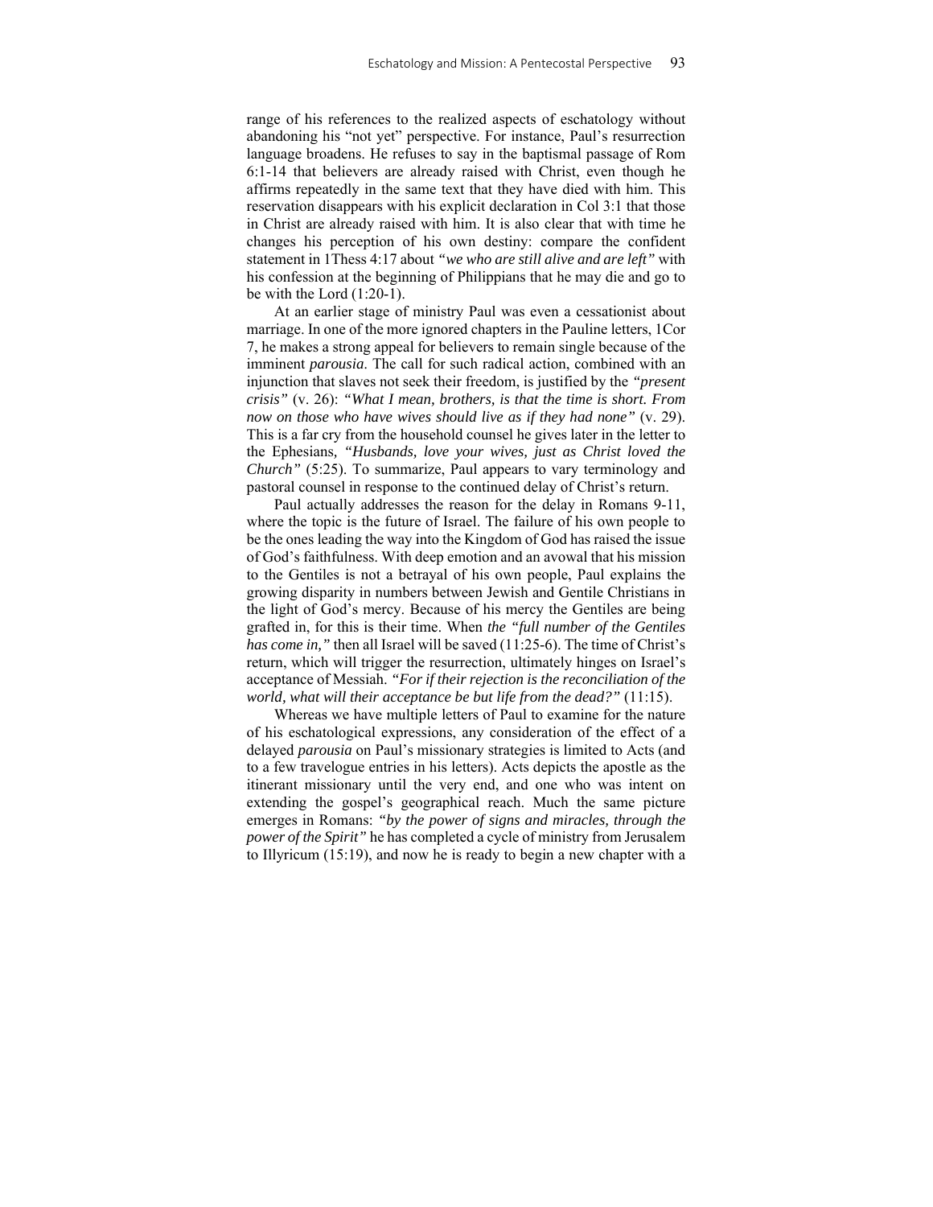range of his references to the realized aspects of eschatology without abandoning his "not yet" perspective. For instance, Paul's resurrection language broadens. He refuses to say in the baptismal passage of Rom 6:1-14 that believers are already raised with Christ, even though he affirms repeatedly in the same text that they have died with him. This reservation disappears with his explicit declaration in Col 3:1 that those in Christ are already raised with him. It is also clear that with time he changes his perception of his own destiny: compare the confident statement in 1Thess 4:17 about *"we who are still alive and are left"* with his confession at the beginning of Philippians that he may die and go to be with the Lord (1:20-1).

At an earlier stage of ministry Paul was even a cessationist about marriage. In one of the more ignored chapters in the Pauline letters, 1Cor 7, he makes a strong appeal for believers to remain single because of the imminent *parousia*. The call for such radical action, combined with an injunction that slaves not seek their freedom, is justified by the *"present crisis"* (v. 26): *"What I mean, brothers, is that the time is short. From now on those who have wives should live as if they had none"* (v. 29). This is a far cry from the household counsel he gives later in the letter to the Ephesians, *"Husbands, love your wives, just as Christ loved the Church"* (5:25). To summarize, Paul appears to vary terminology and pastoral counsel in response to the continued delay of Christ's return.

Paul actually addresses the reason for the delay in Romans 9-11, where the topic is the future of Israel. The failure of his own people to be the ones leading the way into the Kingdom of God has raised the issue of God's faithfulness. With deep emotion and an avowal that his mission to the Gentiles is not a betrayal of his own people, Paul explains the growing disparity in numbers between Jewish and Gentile Christians in the light of God's mercy. Because of his mercy the Gentiles are being grafted in, for this is their time. When *the "full number of the Gentiles has come in,"* then all Israel will be saved (11:25-6). The time of Christ's return, which will trigger the resurrection, ultimately hinges on Israel's acceptance of Messiah. *"For if their rejection is the reconciliation of the world, what will their acceptance be but life from the dead?"* (11:15).

Whereas we have multiple letters of Paul to examine for the nature of his eschatological expressions, any consideration of the effect of a delayed *parousia* on Paul's missionary strategies is limited to Acts (and to a few travelogue entries in his letters). Acts depicts the apostle as the itinerant missionary until the very end, and one who was intent on extending the gospel's geographical reach. Much the same picture emerges in Romans: *"by the power of signs and miracles, through the power of the Spirit"* he has completed a cycle of ministry from Jerusalem to Illyricum (15:19), and now he is ready to begin a new chapter with a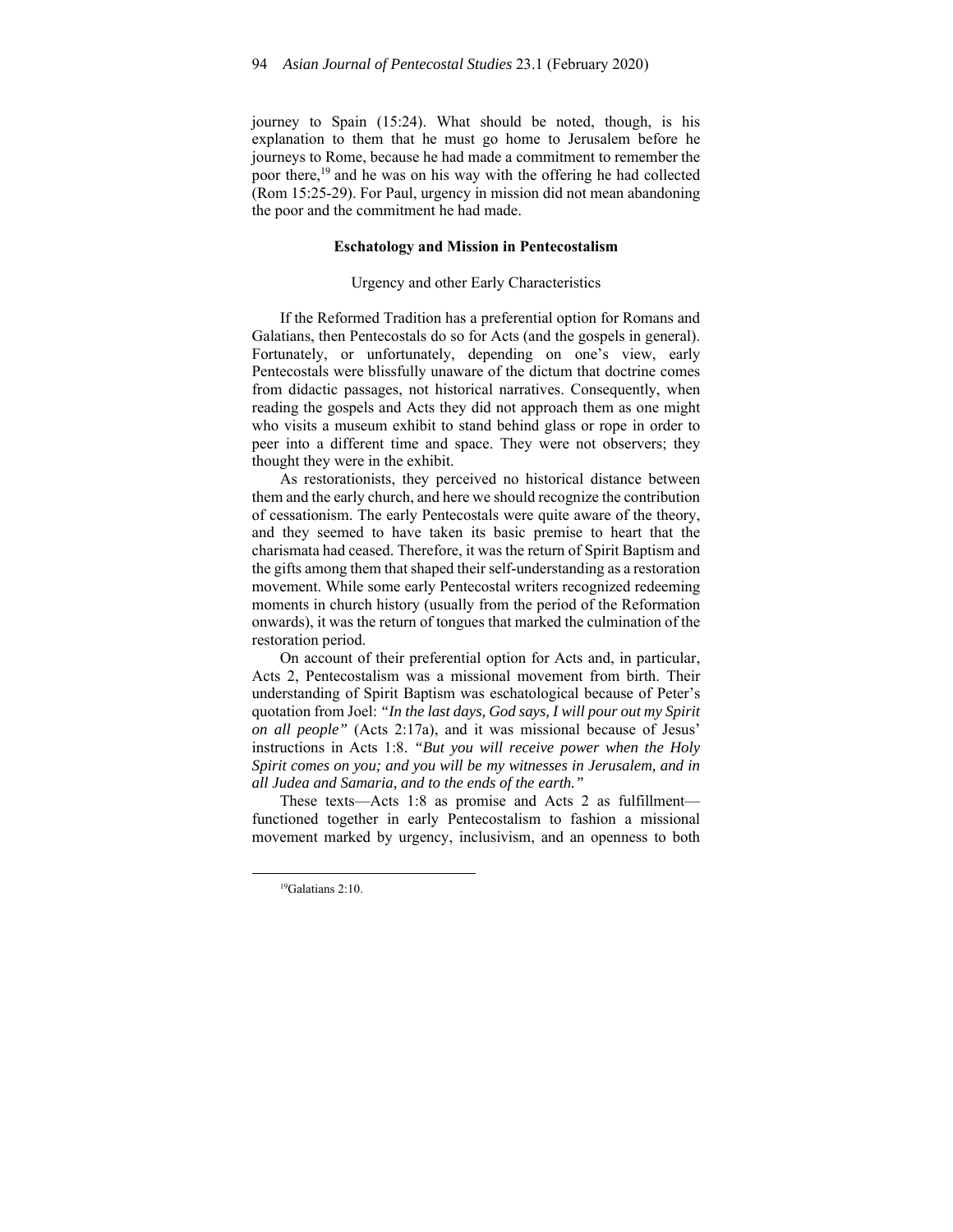journey to Spain (15:24). What should be noted, though, is his explanation to them that he must go home to Jerusalem before he journeys to Rome, because he had made a commitment to remember the poor there,[19] and he was on his way with the offering he had collected (Rom 15:25-29). For Paul, urgency in mission did not mean abandoning the poor and the commitment he had made.

## Eschatology and Mission in Pentecostalism

### Urgency and other Early Characteristics

If the Reformed Tradition has a preferential option for Romans and Galatians, then Pentecostals do so for Acts (and the gospels in general). Fortunately, or unfortunately, depending on one's view, early Pentecostals were blissfully unaware of the dictum that doctrine comes from didactic passages, not historical narratives. Consequently, when reading the gospels and Acts they did not approach them as one might who visits a museum exhibit to stand behind glass or rope in order to peer into a different time and space. They were not observers; they thought they were in the exhibit.

As restorationists, they perceived no historical distance between them and the early church, and here we should recognize the contribution of cessationism. The early Pentecostals were quite aware of the theory, and they seemed to have taken its basic premise to heart that the charismata had ceased. Therefore, it was the return of Spirit Baptism and the gifts among them that shaped their self-understanding as a restoration movement. While some early Pentecostal writers recognized redeeming moments in church history (usually from the period of the Reformation onwards), it was the return of tongues that marked the culmination of the restoration period.

On account of their preferential option for Acts and, in particular, Acts 2, Pentecostalism was a missional movement from birth. Their understanding of Spirit Baptism was eschatological because of Peter's quotation from Joel: *"In the last days, God says, I will pour out my Spirit on all people"* (Acts 2:17a), and it was missional because of Jesus' instructions in Acts 1:8. *"But you will receive power when the Holy Spirit comes on you; and you will be my witnesses in Jerusalem, and in all Judea and Samaria, and to the ends of the earth."*

These texts—Acts 1:8 as promise and Acts 2 as fulfillment—functioned together in early Pentecostalism to fashion a missional movement marked by urgency, inclusivism, and an openness to both

---

[19]Galatians 2:10.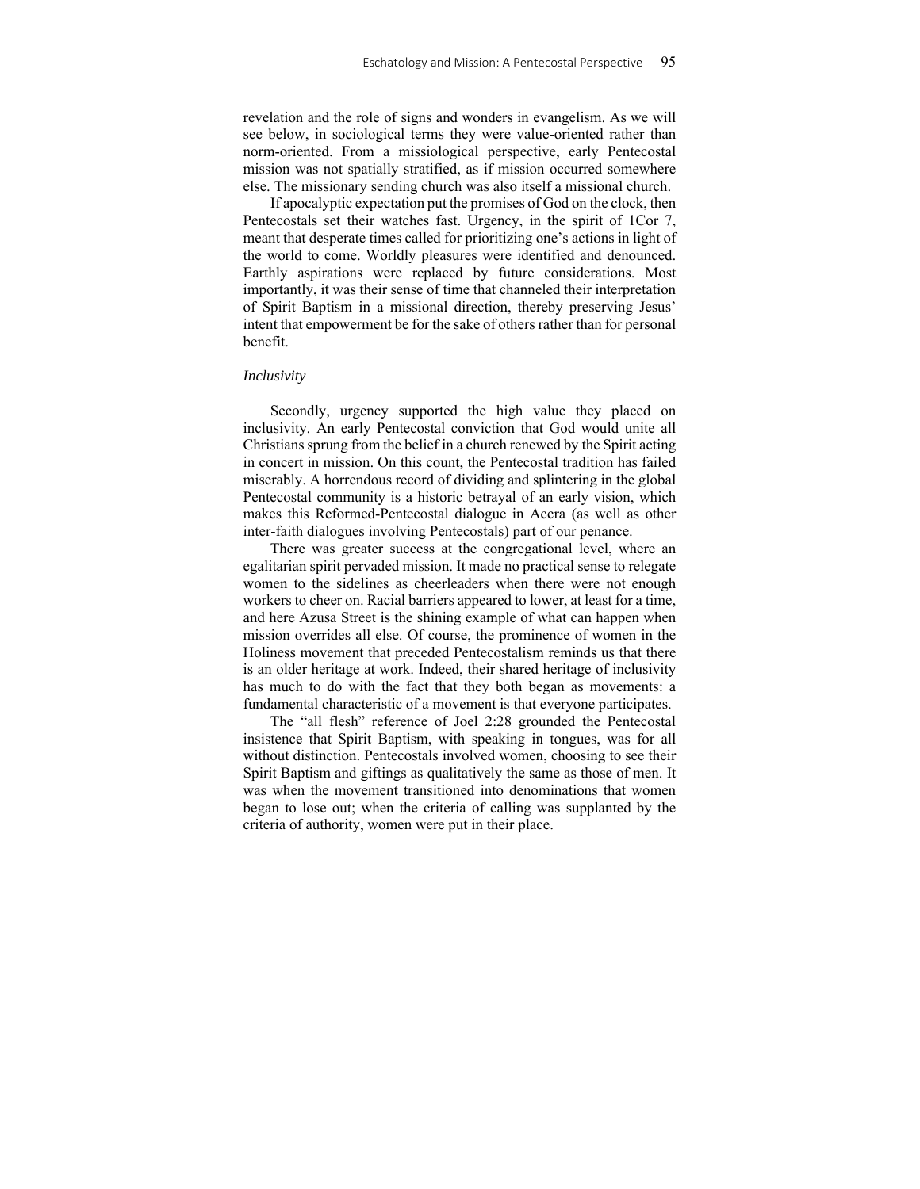revelation and the role of signs and wonders in evangelism. As we will see below, in sociological terms they were value-oriented rather than norm-oriented. From a missiological perspective, early Pentecostal mission was not spatially stratified, as if mission occurred somewhere else. The missionary sending church was also itself a missional church.

If apocalyptic expectation put the promises of God on the clock, then Pentecostals set their watches fast. Urgency, in the spirit of 1Cor 7, meant that desperate times called for prioritizing one's actions in light of the world to come. Worldly pleasures were identified and denounced. Earthly aspirations were replaced by future considerations. Most importantly, it was their sense of time that channeled their interpretation of Spirit Baptism in a missional direction, thereby preserving Jesus' intent that empowerment be for the sake of others rather than for personal benefit.

### *Inclusivity*

Secondly, urgency supported the high value they placed on inclusivity. An early Pentecostal conviction that God would unite all Christians sprung from the belief in a church renewed by the Spirit acting in concert in mission. On this count, the Pentecostal tradition has failed miserably. A horrendous record of dividing and splintering in the global Pentecostal community is a historic betrayal of an early vision, which makes this Reformed-Pentecostal dialogue in Accra (as well as other inter-faith dialogues involving Pentecostals) part of our penance.

There was greater success at the congregational level, where an egalitarian spirit pervaded mission. It made no practical sense to relegate women to the sidelines as cheerleaders when there were not enough workers to cheer on. Racial barriers appeared to lower, at least for a time, and here Azusa Street is the shining example of what can happen when mission overrides all else. Of course, the prominence of women in the Holiness movement that preceded Pentecostalism reminds us that there is an older heritage at work. Indeed, their shared heritage of inclusivity has much to do with the fact that they both began as movements: a fundamental characteristic of a movement is that everyone participates.

The "all flesh" reference of Joel 2:28 grounded the Pentecostal insistence that Spirit Baptism, with speaking in tongues, was for all without distinction. Pentecostals involved women, choosing to see their Spirit Baptism and giftings as qualitatively the same as those of men. It was when the movement transitioned into denominations that women began to lose out; when the criteria of calling was supplanted by the criteria of authority, women were put in their place.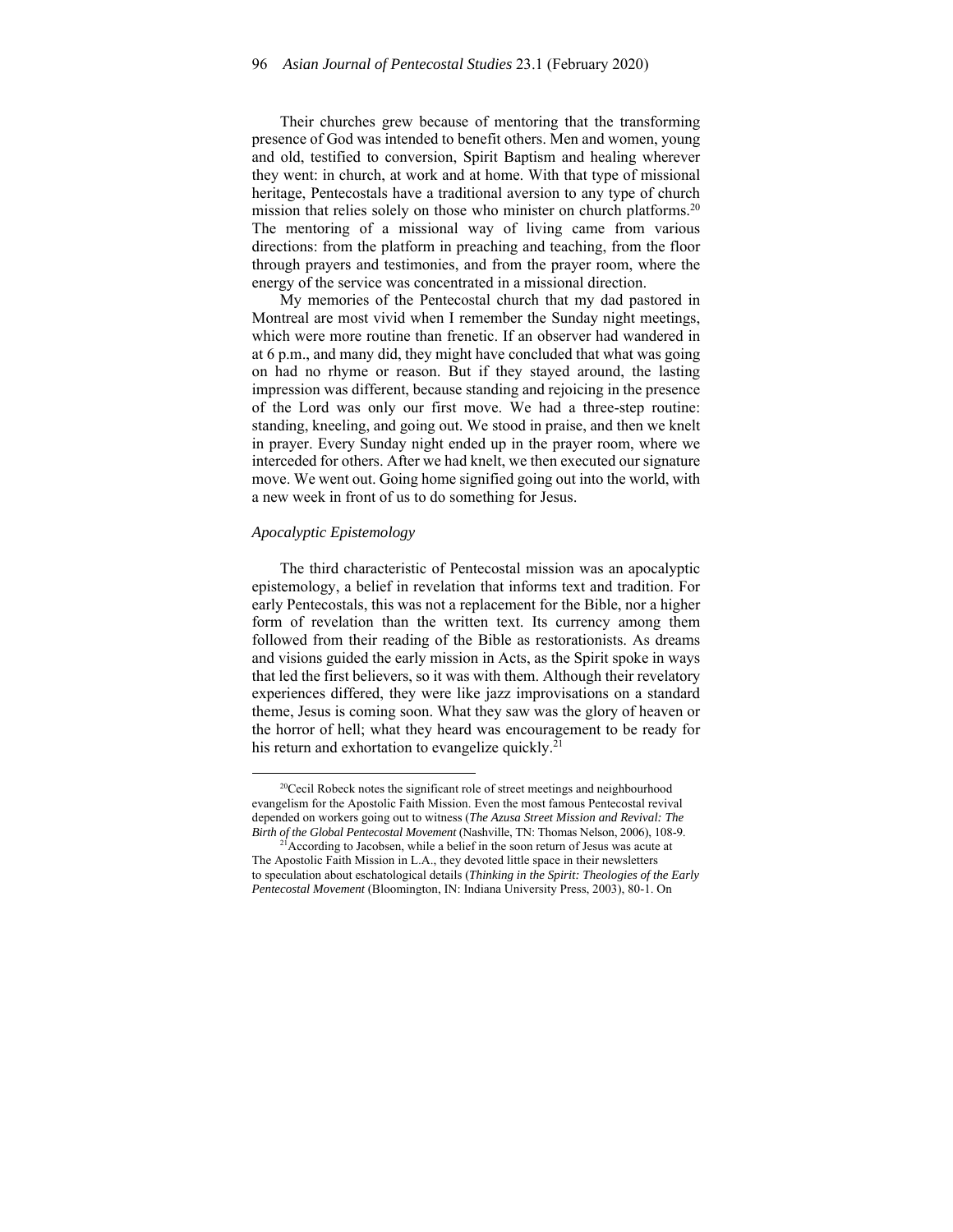Their churches grew because of mentoring that the transforming presence of God was intended to benefit others. Men and women, young and old, testified to conversion, Spirit Baptism and healing wherever they went: in church, at work and at home. With that type of missional heritage, Pentecostals have a traditional aversion to any type of church mission that relies solely on those who minister on church platforms.[20] The mentoring of a missional way of living came from various directions: from the platform in preaching and teaching, from the floor through prayers and testimonies, and from the prayer room, where the energy of the service was concentrated in a missional direction.

My memories of the Pentecostal church that my dad pastored in Montreal are most vivid when I remember the Sunday night meetings, which were more routine than frenetic. If an observer had wandered in at 6 p.m., and many did, they might have concluded that what was going on had no rhyme or reason. But if they stayed around, the lasting impression was different, because standing and rejoicing in the presence of the Lord was only our first move. We had a three-step routine: standing, kneeling, and going out. We stood in praise, and then we knelt in prayer. Every Sunday night ended up in the prayer room, where we interceded for others. After we had knelt, we then executed our signature move. We went out. Going home signified going out into the world, with a new week in front of us to do something for Jesus.

### *Apocalyptic Epistemology*

The third characteristic of Pentecostal mission was an apocalyptic epistemology, a belief in revelation that informs text and tradition. For early Pentecostals, this was not a replacement for the Bible, nor a higher form of revelation than the written text. Its currency among them followed from their reading of the Bible as restorationists. As dreams and visions guided the early mission in Acts, as the Spirit spoke in ways that led the first believers, so it was with them. Although their revelatory experiences differed, they were like jazz improvisations on a standard theme, Jesus is coming soon. What they saw was the glory of heaven or the horror of hell; what they heard was encouragement to be ready for his return and exhortation to evangelize quickly.[21]

---

[20]Cecil Robeck notes the significant role of street meetings and neighbourhood evangelism for the Apostolic Faith Mission. Even the most famous Pentecostal revival depended on workers going out to witness (*The Azusa Street Mission and Revival: The Birth of the Global Pentecostal Movement* (Nashville, TN: Thomas Nelson, 2006), 108-9.

[21]According to Jacobsen, while a belief in the soon return of Jesus was acute at The Apostolic Faith Mission in L.A., they devoted little space in their newsletters to speculation about eschatological details (*Thinking in the Spirit: Theologies of the Early Pentecostal Movement* (Bloomington, IN: Indiana University Press, 2003), 80-1. On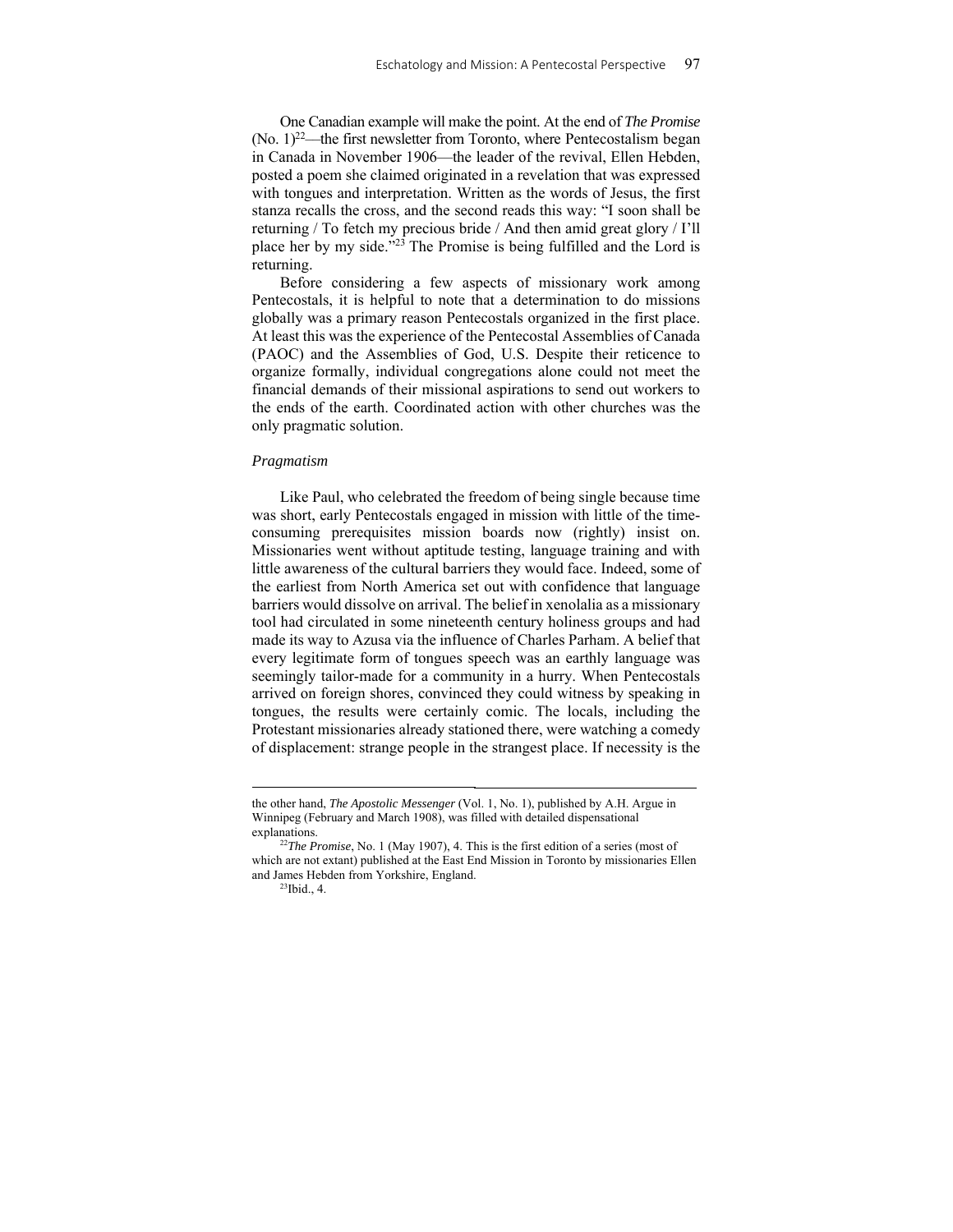One Canadian example will make the point. At the end of *The Promise* (No. 1)[22]—the first newsletter from Toronto, where Pentecostalism began in Canada in November 1906—the leader of the revival, Ellen Hebden, posted a poem she claimed originated in a revelation that was expressed with tongues and interpretation. Written as the words of Jesus, the first stanza recalls the cross, and the second reads this way: "I soon shall be returning / To fetch my precious bride / And then amid great glory / I'll place her by my side."[23] The Promise is being fulfilled and the Lord is returning.

Before considering a few aspects of missionary work among Pentecostals, it is helpful to note that a determination to do missions globally was a primary reason Pentecostals organized in the first place. At least this was the experience of the Pentecostal Assemblies of Canada (PAOC) and the Assemblies of God, U.S. Despite their reticence to organize formally, individual congregations alone could not meet the financial demands of their missional aspirations to send out workers to the ends of the earth. Coordinated action with other churches was the only pragmatic solution.

### *Pragmatism*

Like Paul, who celebrated the freedom of being single because time was short, early Pentecostals engaged in mission with little of the time-consuming prerequisites mission boards now (rightly) insist on. Missionaries went without aptitude testing, language training and with little awareness of the cultural barriers they would face. Indeed, some of the earliest from North America set out with confidence that language barriers would dissolve on arrival. The belief in xenolalia as a missionary tool had circulated in some nineteenth century holiness groups and had made its way to Azusa via the influence of Charles Parham. A belief that every legitimate form of tongues speech was an earthly language was seemingly tailor-made for a community in a hurry. When Pentecostals arrived on foreign shores, convinced they could witness by speaking in tongues, the results were certainly comic. The locals, including the Protestant missionaries already stationed there, were watching a comedy of displacement: strange people in the strangest place. If necessity is the

---

the other hand, *The Apostolic Messenger* (Vol. 1, No. 1), published by A.H. Argue in Winnipeg (February and March 1908), was filled with detailed dispensational explanations.

[22] *The Promise*, No. 1 (May 1907), 4. This is the first edition of a series (most of which are not extant) published at the East End Mission in Toronto by missionaries Ellen and James Hebden from Yorkshire, England.

[23] Ibid., 4.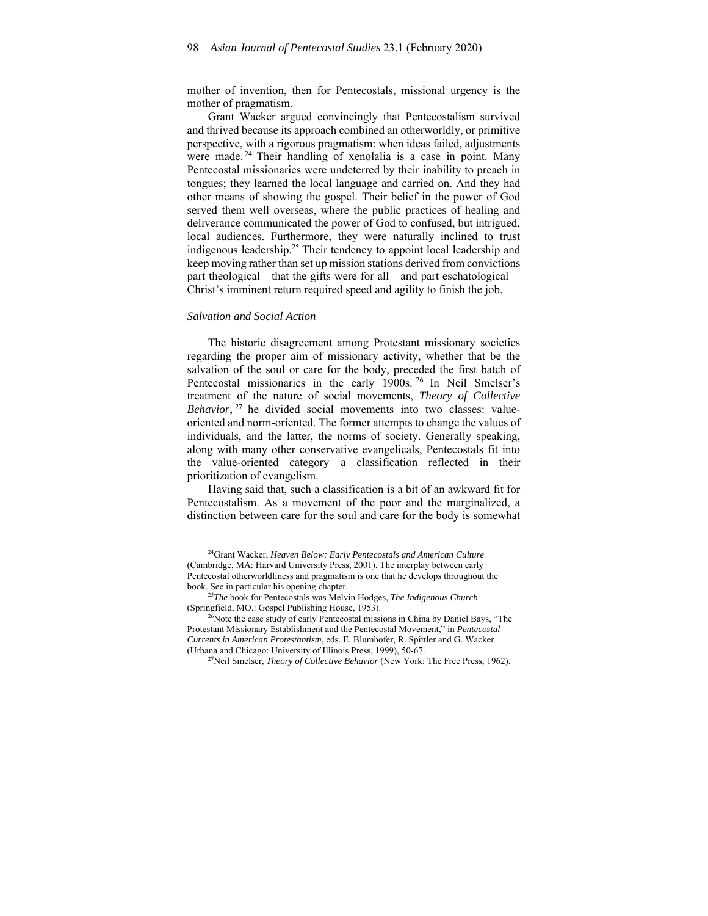mother of invention, then for Pentecostals, missional urgency is the mother of pragmatism.

Grant Wacker argued convincingly that Pentecostalism survived and thrived because its approach combined an otherworldly, or primitive perspective, with a rigorous pragmatism: when ideas failed, adjustments were made.[24] Their handling of xenolalia is a case in point. Many Pentecostal missionaries were undeterred by their inability to preach in tongues; they learned the local language and carried on. And they had other means of showing the gospel. Their belief in the power of God served them well overseas, where the public practices of healing and deliverance communicated the power of God to confused, but intrigued, local audiences. Furthermore, they were naturally inclined to trust indigenous leadership.[25] Their tendency to appoint local leadership and keep moving rather than set up mission stations derived from convictions part theological—that the gifts were for all—and part eschatological—Christ's imminent return required speed and agility to finish the job.

### *Salvation and Social Action*

The historic disagreement among Protestant missionary societies regarding the proper aim of missionary activity, whether that be the salvation of the soul or care for the body, preceded the first batch of Pentecostal missionaries in the early 1900s.[26] In Neil Smelser's treatment of the nature of social movements, *Theory of Collective Behavior*,[27] he divided social movements into two classes: value-oriented and norm-oriented. The former attempts to change the values of individuals, and the latter, the norms of society. Generally speaking, along with many other conservative evangelicals, Pentecostals fit into the value-oriented category—a classification reflected in their prioritization of evangelism.

Having said that, such a classification is a bit of an awkward fit for Pentecostalism. As a movement of the poor and the marginalized, a distinction between care for the soul and care for the body is somewhat

---

[24]Grant Wacker, *Heaven Below: Early Pentecostals and American Culture* (Cambridge, MA: Harvard University Press, 2001). The interplay between early Pentecostal otherworldliness and pragmatism is one that he develops throughout the book. See in particular his opening chapter.

[25]*The* book for Pentecostals was Melvin Hodges, *The Indigenous Church* (Springfield, MO.: Gospel Publishing House, 1953).

[26]Note the case study of early Pentecostal missions in China by Daniel Bays, "The Protestant Missionary Establishment and the Pentecostal Movement," in *Pentecostal Currents in American Protestantism*, eds. E. Blumhofer, R. Spittler and G. Wacker (Urbana and Chicago: University of Illinois Press, 1999), 50-67.

[27]Neil Smelser, *Theory of Collective Behavior* (New York: The Free Press, 1962).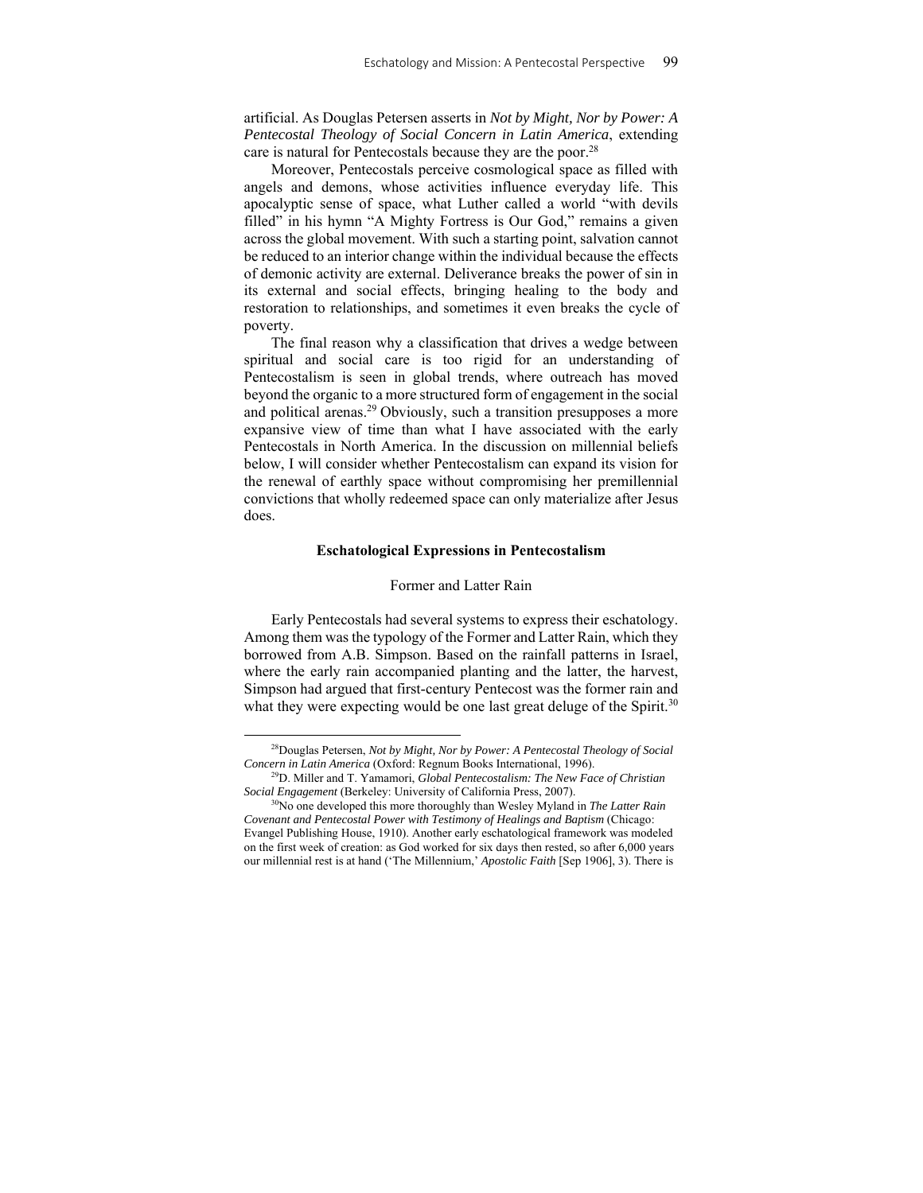artificial. As Douglas Petersen asserts in *Not by Might, Nor by Power: A Pentecostal Theology of Social Concern in Latin America*, extending care is natural for Pentecostals because they are the poor.[28]

Moreover, Pentecostals perceive cosmological space as filled with angels and demons, whose activities influence everyday life. This apocalyptic sense of space, what Luther called a world "with devils filled" in his hymn "A Mighty Fortress is Our God," remains a given across the global movement. With such a starting point, salvation cannot be reduced to an interior change within the individual because the effects of demonic activity are external. Deliverance breaks the power of sin in its external and social effects, bringing healing to the body and restoration to relationships, and sometimes it even breaks the cycle of poverty.

The final reason why a classification that drives a wedge between spiritual and social care is too rigid for an understanding of Pentecostalism is seen in global trends, where outreach has moved beyond the organic to a more structured form of engagement in the social and political arenas.[29] Obviously, such a transition presupposes a more expansive view of time than what I have associated with the early Pentecostals in North America. In the discussion on millennial beliefs below, I will consider whether Pentecostalism can expand its vision for the renewal of earthly space without compromising her premillennial convictions that wholly redeemed space can only materialize after Jesus does.

## Eschatological Expressions in Pentecostalism

### Former and Latter Rain

Early Pentecostals had several systems to express their eschatology. Among them was the typology of the Former and Latter Rain, which they borrowed from A.B. Simpson. Based on the rainfall patterns in Israel, where the early rain accompanied planting and the latter, the harvest, Simpson had argued that first-century Pentecost was the former rain and what they were expecting would be one last great deluge of the Spirit.[30]

---

[28]Douglas Petersen, *Not by Might, Nor by Power: A Pentecostal Theology of Social Concern in Latin America* (Oxford: Regnum Books International, 1996).

[29]D. Miller and T. Yamamori, *Global Pentecostalism: The New Face of Christian Social Engagement* (Berkeley: University of California Press, 2007).

[30]No one developed this more thoroughly than Wesley Myland in *The Latter Rain Covenant and Pentecostal Power with Testimony of Healings and Baptism* (Chicago: Evangel Publishing House, 1910). Another early eschatological framework was modeled on the first week of creation: as God worked for six days then rested, so after 6,000 years our millennial rest is at hand ('The Millennium,' *Apostolic Faith* [Sep 1906], 3). There is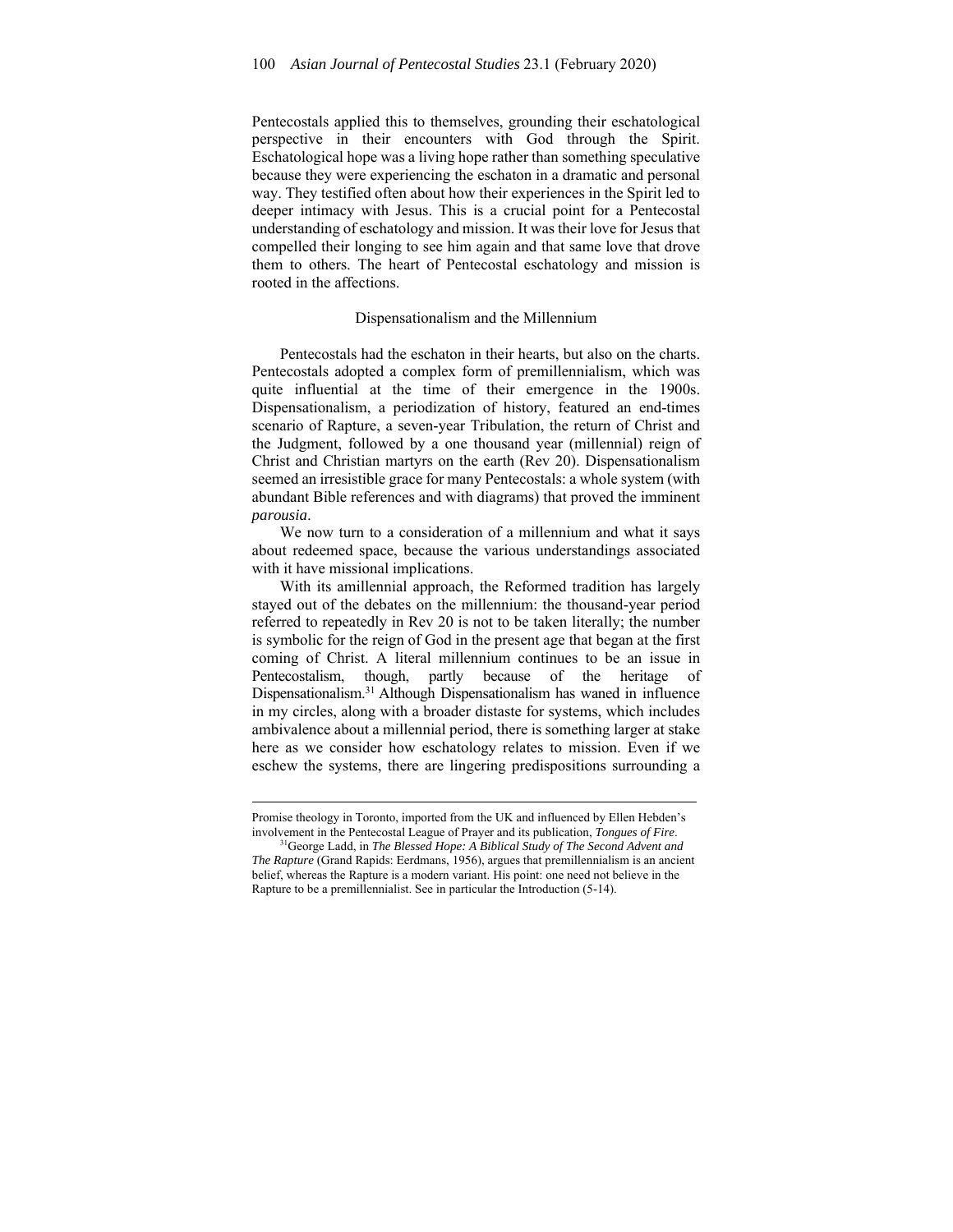Pentecostals applied this to themselves, grounding their eschatological perspective in their encounters with God through the Spirit. Eschatological hope was a living hope rather than something speculative because they were experiencing the eschaton in a dramatic and personal way. They testified often about how their experiences in the Spirit led to deeper intimacy with Jesus. This is a crucial point for a Pentecostal understanding of eschatology and mission. It was their love for Jesus that compelled their longing to see him again and that same love that drove them to others. The heart of Pentecostal eschatology and mission is rooted in the affections.

## Dispensationalism and the Millennium

Pentecostals had the eschaton in their hearts, but also on the charts. Pentecostals adopted a complex form of premillennialism, which was quite influential at the time of their emergence in the 1900s. Dispensationalism, a periodization of history, featured an end-times scenario of Rapture, a seven-year Tribulation, the return of Christ and the Judgment, followed by a one thousand year (millennial) reign of Christ and Christian martyrs on the earth (Rev 20). Dispensationalism seemed an irresistible grace for many Pentecostals: a whole system (with abundant Bible references and with diagrams) that proved the imminent *parousia*.

We now turn to a consideration of a millennium and what it says about redeemed space, because the various understandings associated with it have missional implications.

With its amillennial approach, the Reformed tradition has largely stayed out of the debates on the millennium: the thousand-year period referred to repeatedly in Rev 20 is not to be taken literally; the number is symbolic for the reign of God in the present age that began at the first coming of Christ. A literal millennium continues to be an issue in Pentecostalism, though, partly because of the heritage of Dispensationalism.[31] Although Dispensationalism has waned in influence in my circles, along with a broader distaste for systems, which includes ambivalence about a millennial period, there is something larger at stake here as we consider how eschatology relates to mission. Even if we eschew the systems, there are lingering predispositions surrounding a

---

Promise theology in Toronto, imported from the UK and influenced by Ellen Hebden's involvement in the Pentecostal League of Prayer and its publication, *Tongues of Fire*.

[31]George Ladd, in *The Blessed Hope: A Biblical Study of The Second Advent and The Rapture* (Grand Rapids: Eerdmans, 1956), argues that premillennialism is an ancient belief, whereas the Rapture is a modern variant. His point: one need not believe in the Rapture to be a premillennialist. See in particular the Introduction (5-14).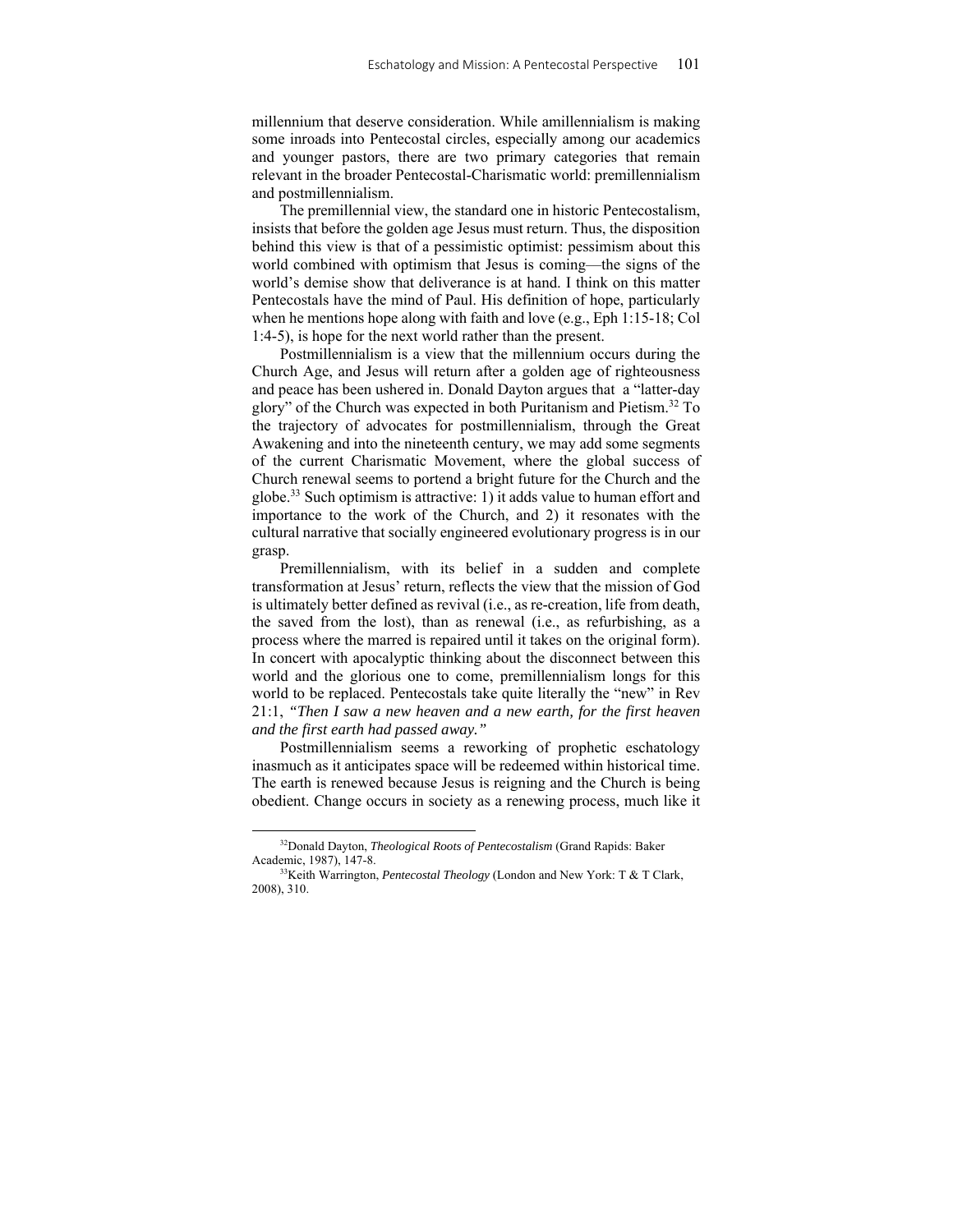millennium that deserve consideration. While amillennialism is making some inroads into Pentecostal circles, especially among our academics and younger pastors, there are two primary categories that remain relevant in the broader Pentecostal-Charismatic world: premillennialism and postmillennialism.

The premillennial view, the standard one in historic Pentecostalism, insists that before the golden age Jesus must return. Thus, the disposition behind this view is that of a pessimistic optimist: pessimism about this world combined with optimism that Jesus is coming—the signs of the world's demise show that deliverance is at hand. I think on this matter Pentecostals have the mind of Paul. His definition of hope, particularly when he mentions hope along with faith and love (e.g., Eph 1:15-18; Col 1:4-5), is hope for the next world rather than the present.

Postmillennialism is a view that the millennium occurs during the Church Age, and Jesus will return after a golden age of righteousness and peace has been ushered in. Donald Dayton argues that a "latter-day glory" of the Church was expected in both Puritanism and Pietism.[32] To the trajectory of advocates for postmillennialism, through the Great Awakening and into the nineteenth century, we may add some segments of the current Charismatic Movement, where the global success of Church renewal seems to portend a bright future for the Church and the globe.[33] Such optimism is attractive: 1) it adds value to human effort and importance to the work of the Church, and 2) it resonates with the cultural narrative that socially engineered evolutionary progress is in our grasp.

Premillennialism, with its belief in a sudden and complete transformation at Jesus' return, reflects the view that the mission of God is ultimately better defined as revival (i.e., as re-creation, life from death, the saved from the lost), than as renewal (i.e., as refurbishing, as a process where the marred is repaired until it takes on the original form). In concert with apocalyptic thinking about the disconnect between this world and the glorious one to come, premillennialism longs for this world to be replaced. Pentecostals take quite literally the "new" in Rev 21:1, ***"Then I saw a new heaven and a new earth, for the first heaven and the first earth had passed away."***

Postmillennialism seems a reworking of prophetic eschatology inasmuch as it anticipates space will be redeemed within historical time. The earth is renewed because Jesus is reigning and the Church is being obedient. Change occurs in society as a renewing process, much like it

---

[32] Donald Dayton, *Theological Roots of Pentecostalism* (Grand Rapids: Baker Academic, 1987), 147-8.

[33] Keith Warrington, *Pentecostal Theology* (London and New York: T & T Clark, 2008), 310.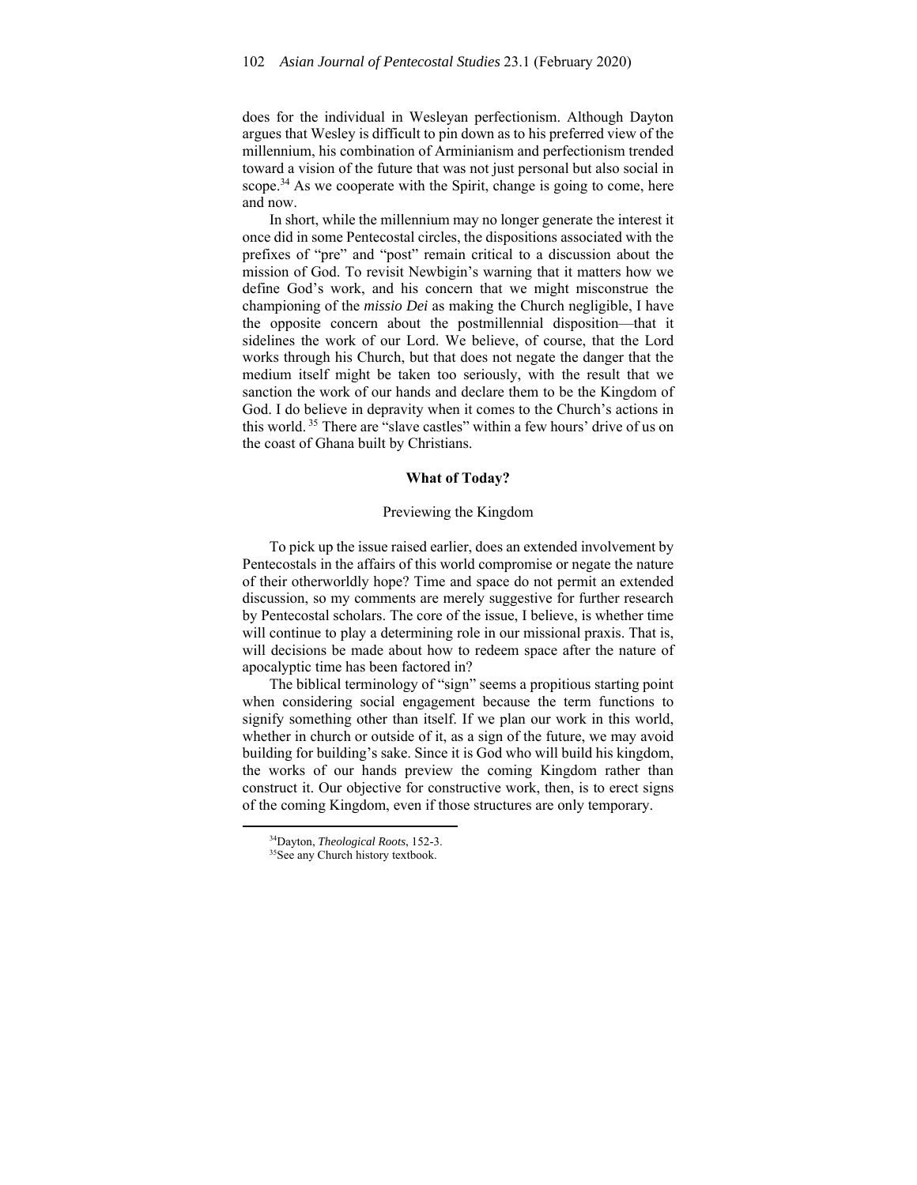does for the individual in Wesleyan perfectionism. Although Dayton argues that Wesley is difficult to pin down as to his preferred view of the millennium, his combination of Arminianism and perfectionism trended toward a vision of the future that was not just personal but also social in scope.[34] As we cooperate with the Spirit, change is going to come, here and now.

In short, while the millennium may no longer generate the interest it once did in some Pentecostal circles, the dispositions associated with the prefixes of "pre" and "post" remain critical to a discussion about the mission of God. To revisit Newbigin's warning that it matters how we define God's work, and his concern that we might misconstrue the championing of the *missio Dei* as making the Church negligible, I have the opposite concern about the postmillennial disposition—that it sidelines the work of our Lord. We believe, of course, that the Lord works through his Church, but that does not negate the danger that the medium itself might be taken too seriously, with the result that we sanction the work of our hands and declare them to be the Kingdom of God. I do believe in depravity when it comes to the Church's actions in this world.[35] There are "slave castles" within a few hours' drive of us on the coast of Ghana built by Christians.

## What of Today?

### Previewing the Kingdom

To pick up the issue raised earlier, does an extended involvement by Pentecostals in the affairs of this world compromise or negate the nature of their otherworldly hope? Time and space do not permit an extended discussion, so my comments are merely suggestive for further research by Pentecostal scholars. The core of the issue, I believe, is whether time will continue to play a determining role in our missional praxis. That is, will decisions be made about how to redeem space after the nature of apocalyptic time has been factored in?

The biblical terminology of "sign" seems a propitious starting point when considering social engagement because the term functions to signify something other than itself. If we plan our work in this world, whether in church or outside of it, as a sign of the future, we may avoid building for building's sake. Since it is God who will build his kingdom, the works of our hands preview the coming Kingdom rather than construct it. Our objective for constructive work, then, is to erect signs of the coming Kingdom, even if those structures are only temporary.

---

[34] Dayton, *Theological Roots*, 152-3.

[35] See any Church history textbook.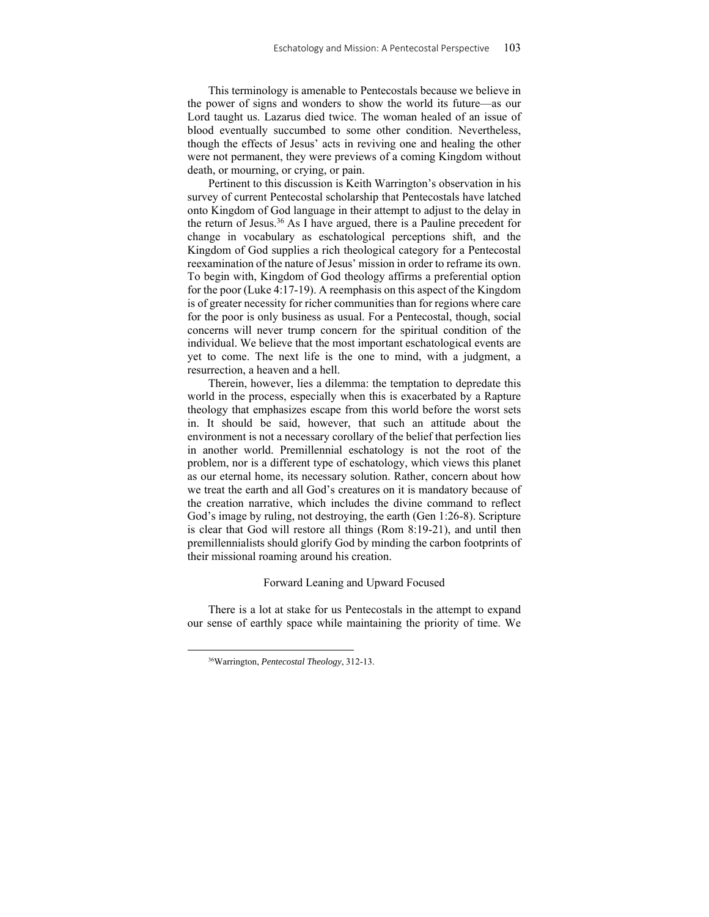This terminology is amenable to Pentecostals because we believe in the power of signs and wonders to show the world its future—as our Lord taught us. Lazarus died twice. The woman healed of an issue of blood eventually succumbed to some other condition. Nevertheless, though the effects of Jesus' acts in reviving one and healing the other were not permanent, they were previews of a coming Kingdom without death, or mourning, or crying, or pain.

Pertinent to this discussion is Keith Warrington's observation in his survey of current Pentecostal scholarship that Pentecostals have latched onto Kingdom of God language in their attempt to adjust to the delay in the return of Jesus.[36] As I have argued, there is a Pauline precedent for change in vocabulary as eschatological perceptions shift, and the Kingdom of God supplies a rich theological category for a Pentecostal reexamination of the nature of Jesus' mission in order to reframe its own. To begin with, Kingdom of God theology affirms a preferential option for the poor (Luke 4:17-19). A reemphasis on this aspect of the Kingdom is of greater necessity for richer communities than for regions where care for the poor is only business as usual. For a Pentecostal, though, social concerns will never trump concern for the spiritual condition of the individual. We believe that the most important eschatological events are yet to come. The next life is the one to mind, with a judgment, a resurrection, a heaven and a hell.

Therein, however, lies a dilemma: the temptation to depredate this world in the process, especially when this is exacerbated by a Rapture theology that emphasizes escape from this world before the worst sets in. It should be said, however, that such an attitude about the environment is not a necessary corollary of the belief that perfection lies in another world. Premillennial eschatology is not the root of the problem, nor is a different type of eschatology, which views this planet as our eternal home, its necessary solution. Rather, concern about how we treat the earth and all God's creatures on it is mandatory because of the creation narrative, which includes the divine command to reflect God's image by ruling, not destroying, the earth (Gen 1:26-8). Scripture is clear that God will restore all things (Rom 8:19-21), and until then premillennialists should glorify God by minding the carbon footprints of their missional roaming around his creation.

## Forward Leaning and Upward Focused

There is a lot at stake for us Pentecostals in the attempt to expand our sense of earthly space while maintaining the priority of time. We

---

[36] Warrington, *Pentecostal Theology*, 312-13.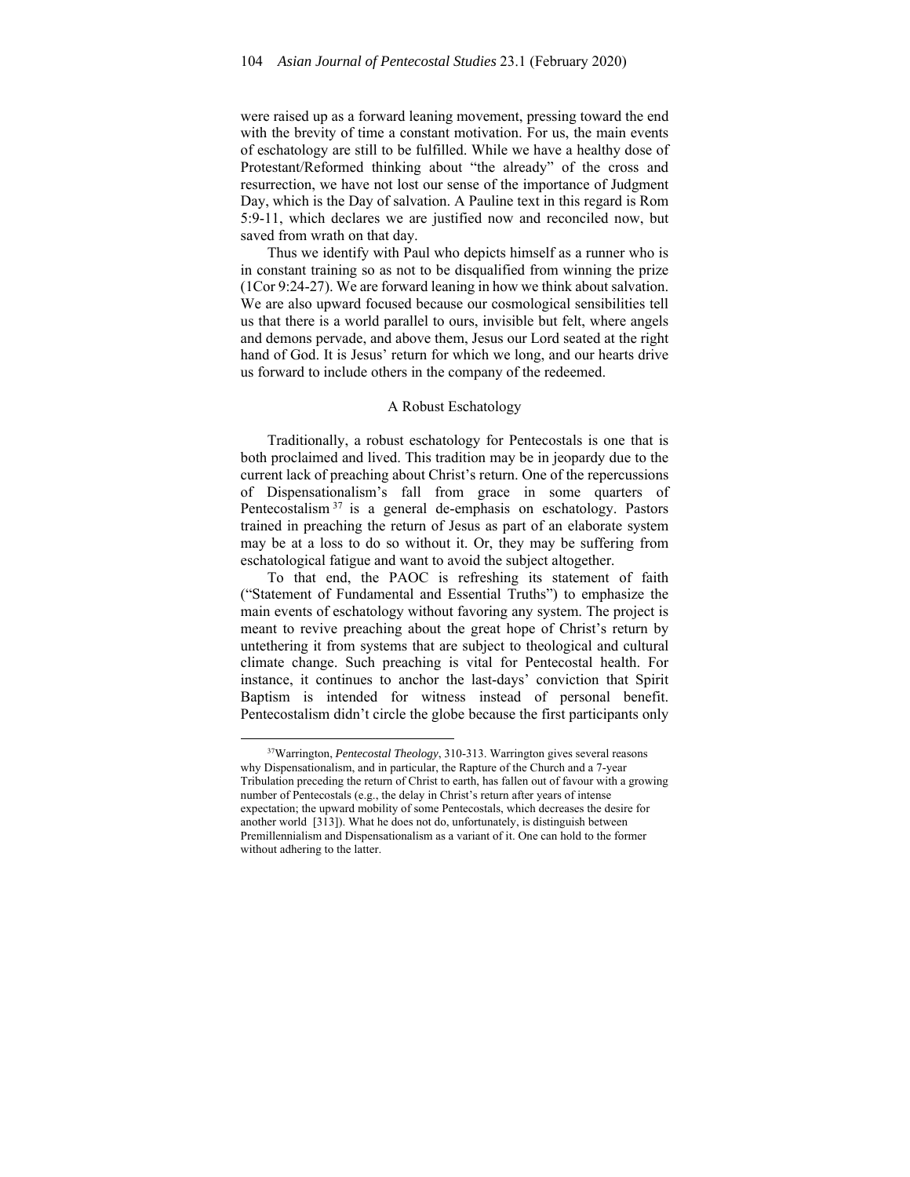were raised up as a forward leaning movement, pressing toward the end with the brevity of time a constant motivation. For us, the main events of eschatology are still to be fulfilled. While we have a healthy dose of Protestant/Reformed thinking about "the already" of the cross and resurrection, we have not lost our sense of the importance of Judgment Day, which is the Day of salvation. A Pauline text in this regard is Rom 5:9-11, which declares we are justified now and reconciled now, but saved from wrath on that day.

Thus we identify with Paul who depicts himself as a runner who is in constant training so as not to be disqualified from winning the prize (1Cor 9:24-27). We are forward leaning in how we think about salvation. We are also upward focused because our cosmological sensibilities tell us that there is a world parallel to ours, invisible but felt, where angels and demons pervade, and above them, Jesus our Lord seated at the right hand of God. It is Jesus' return for which we long, and our hearts drive us forward to include others in the company of the redeemed.

## A Robust Eschatology

Traditionally, a robust eschatology for Pentecostals is one that is both proclaimed and lived. This tradition may be in jeopardy due to the current lack of preaching about Christ's return. One of the repercussions of Dispensationalism's fall from grace in some quarters of Pentecostalism[37] is a general de-emphasis on eschatology. Pastors trained in preaching the return of Jesus as part of an elaborate system may be at a loss to do so without it. Or, they may be suffering from eschatological fatigue and want to avoid the subject altogether.

To that end, the PAOC is refreshing its statement of faith ("Statement of Fundamental and Essential Truths") to emphasize the main events of eschatology without favoring any system. The project is meant to revive preaching about the great hope of Christ's return by untethering it from systems that are subject to theological and cultural climate change. Such preaching is vital for Pentecostal health. For instance, it continues to anchor the last-days' conviction that Spirit Baptism is intended for witness instead of personal benefit. Pentecostalism didn't circle the globe because the first participants only

---

[37]Warrington, *Pentecostal Theology*, 310-313. Warrington gives several reasons why Dispensationalism, and in particular, the Rapture of the Church and a 7-year Tribulation preceding the return of Christ to earth, has fallen out of favour with a growing number of Pentecostals (e.g., the delay in Christ's return after years of intense expectation; the upward mobility of some Pentecostals, which decreases the desire for another world [313]). What he does not do, unfortunately, is distinguish between Premillennialism and Dispensationalism as a variant of it. One can hold to the former without adhering to the latter.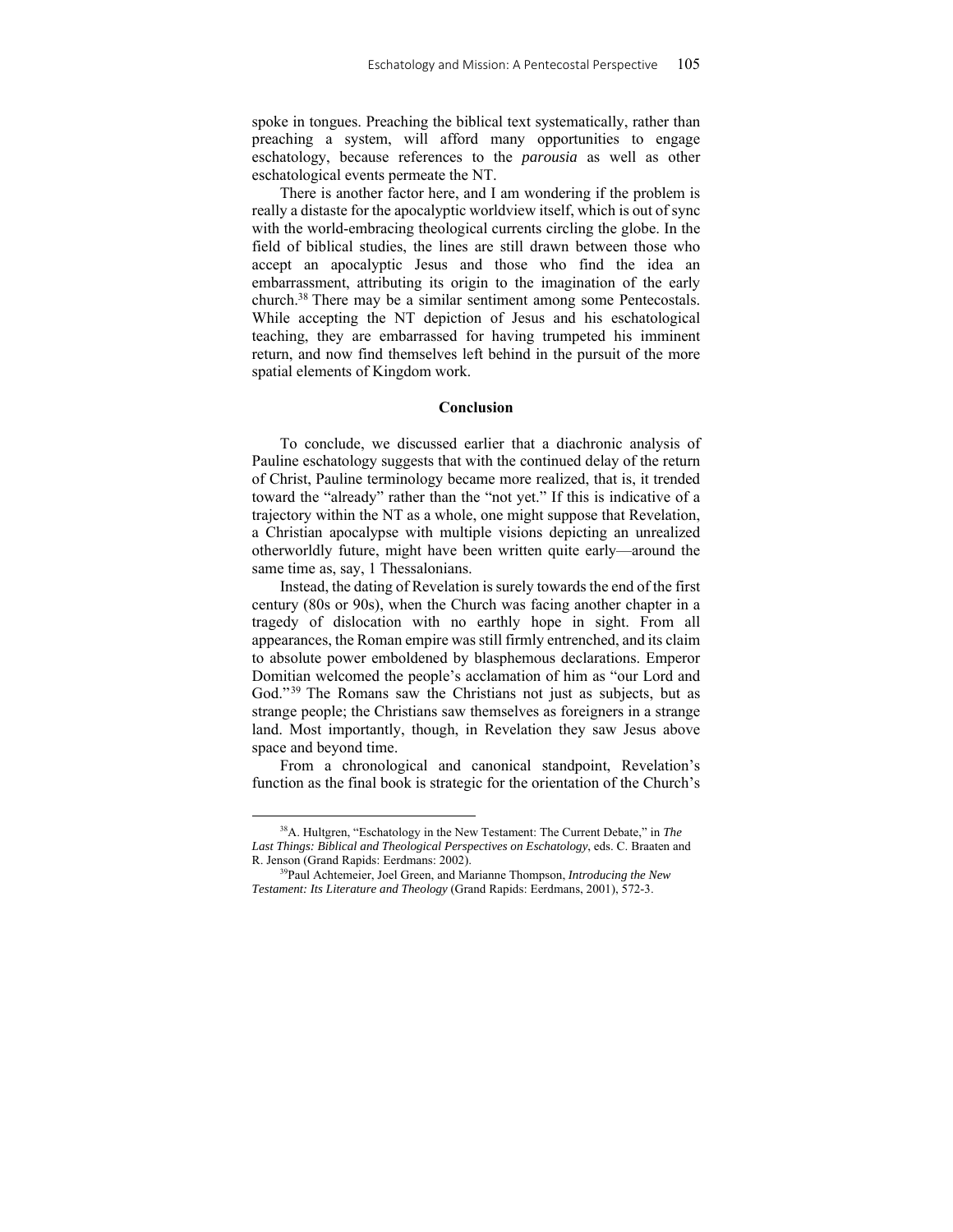spoke in tongues. Preaching the biblical text systematically, rather than preaching a system, will afford many opportunities to engage eschatology, because references to the *parousia* as well as other eschatological events permeate the NT.

There is another factor here, and I am wondering if the problem is really a distaste for the apocalyptic worldview itself, which is out of sync with the world-embracing theological currents circling the globe. In the field of biblical studies, the lines are still drawn between those who accept an apocalyptic Jesus and those who find the idea an embarrassment, attributing its origin to the imagination of the early church.[38] There may be a similar sentiment among some Pentecostals. While accepting the NT depiction of Jesus and his eschatological teaching, they are embarrassed for having trumpeted his imminent return, and now find themselves left behind in the pursuit of the more spatial elements of Kingdom work.

## Conclusion

To conclude, we discussed earlier that a diachronic analysis of Pauline eschatology suggests that with the continued delay of the return of Christ, Pauline terminology became more realized, that is, it trended toward the "already" rather than the "not yet." If this is indicative of a trajectory within the NT as a whole, one might suppose that Revelation, a Christian apocalypse with multiple visions depicting an unrealized otherworldly future, might have been written quite early—around the same time as, say, 1 Thessalonians.

Instead, the dating of Revelation is surely towards the end of the first century (80s or 90s), when the Church was facing another chapter in a tragedy of dislocation with no earthly hope in sight. From all appearances, the Roman empire was still firmly entrenched, and its claim to absolute power emboldened by blasphemous declarations. Emperor Domitian welcomed the people's acclamation of him as "our Lord and God."[39] The Romans saw the Christians not just as subjects, but as strange people; the Christians saw themselves as foreigners in a strange land. Most importantly, though, in Revelation they saw Jesus above space and beyond time.

From a chronological and canonical standpoint, Revelation's function as the final book is strategic for the orientation of the Church's

---

[38] A. Hultgren, "Eschatology in the New Testament: The Current Debate," in *The Last Things: Biblical and Theological Perspectives on Eschatology*, eds. C. Braaten and R. Jenson (Grand Rapids: Eerdmans: 2002).

[39] Paul Achtemeier, Joel Green, and Marianne Thompson, *Introducing the New Testament: Its Literature and Theology* (Grand Rapids: Eerdmans, 2001), 572-3.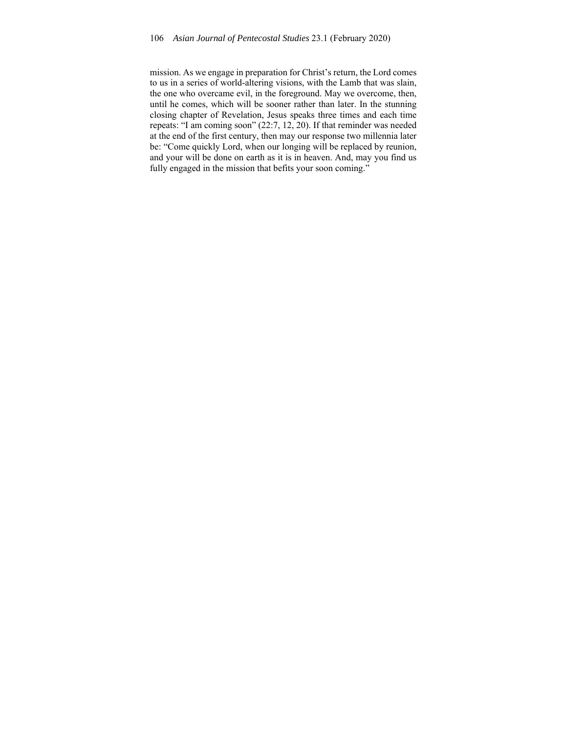mission. As we engage in preparation for Christ's return, the Lord comes to us in a series of world-altering visions, with the Lamb that was slain, the one who overcame evil, in the foreground. May we overcome, then, until he comes, which will be sooner rather than later. In the stunning closing chapter of Revelation, Jesus speaks three times and each time repeats: "I am coming soon" (22:7, 12, 20). If that reminder was needed at the end of the first century, then may our response two millennia later be: "Come quickly Lord, when our longing will be replaced by reunion, and your will be done on earth as it is in heaven. And, may you find us fully engaged in the mission that befits your soon coming."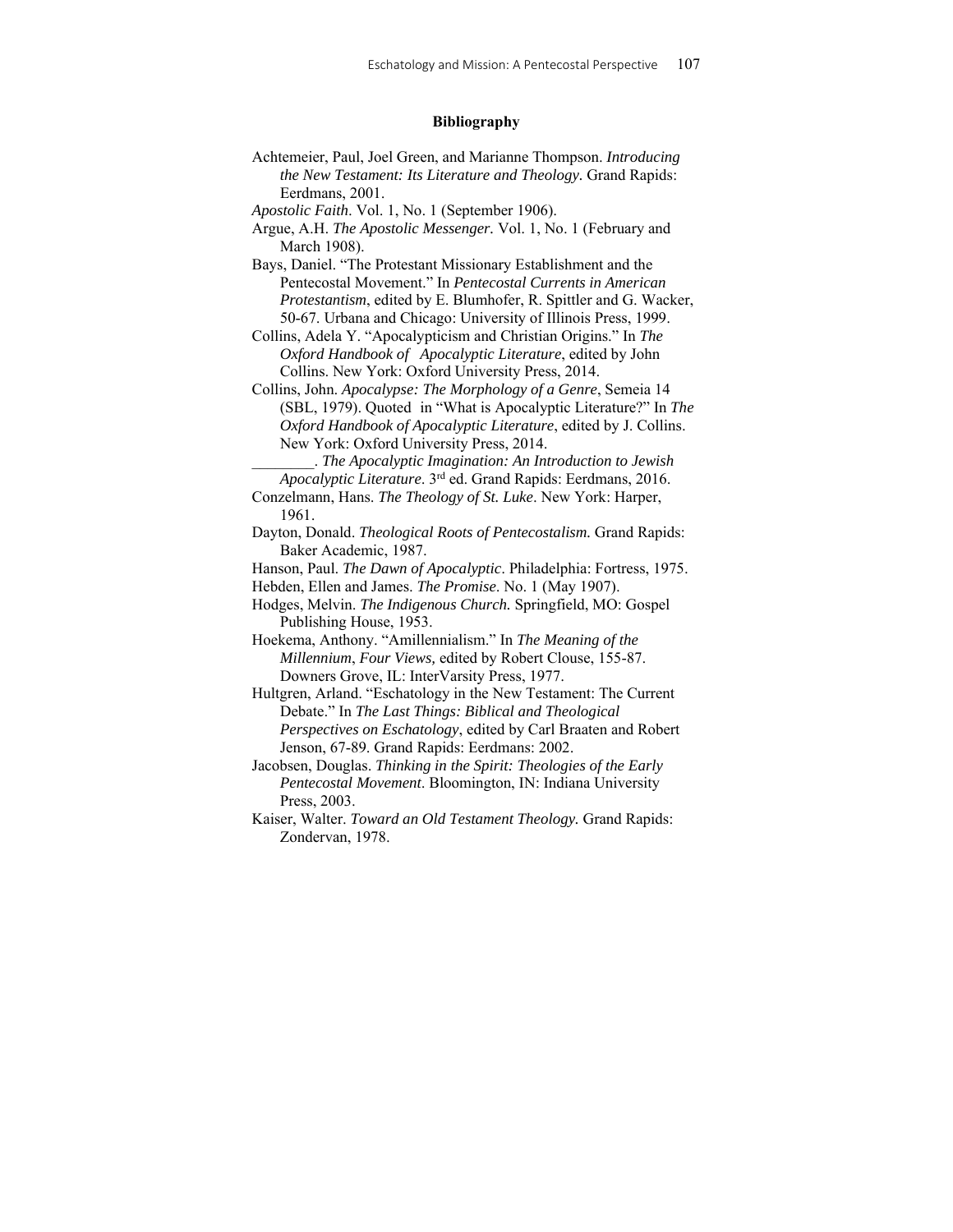# Bibliography

Achtemeier, Paul, Joel Green, and Marianne Thompson. *Introducing the New Testament: Its Literature and Theology.* Grand Rapids: Eerdmans, 2001.

*Apostolic Faith*. Vol. 1, No. 1 (September 1906).

Argue, A.H. *The Apostolic Messenger.* Vol. 1, No. 1 (February and March 1908).

Bays, Daniel. "The Protestant Missionary Establishment and the Pentecostal Movement." In *Pentecostal Currents in American Protestantism*, edited by E. Blumhofer, R. Spittler and G. Wacker, 50-67. Urbana and Chicago: University of Illinois Press, 1999.

Collins, Adela Y. "Apocalypticism and Christian Origins." In *The Oxford Handbook of Apocalyptic Literature*, edited by John Collins. New York: Oxford University Press, 2014.

Collins, John. *Apocalypse: The Morphology of a Genre*, Semeia 14 (SBL, 1979). Quoted in "What is Apocalyptic Literature?" In *The Oxford Handbook of Apocalyptic Literature*, edited by J. Collins. New York: Oxford University Press, 2014.

________. *The Apocalyptic Imagination: An Introduction to Jewish Apocalyptic Literature*. 3rd ed. Grand Rapids: Eerdmans, 2016.

Conzelmann, Hans. *The Theology of St. Luke*. New York: Harper, 1961.

Dayton, Donald. *Theological Roots of Pentecostalism.* Grand Rapids: Baker Academic, 1987.

Hanson, Paul. *The Dawn of Apocalyptic*. Philadelphia: Fortress, 1975.

Hebden, Ellen and James. *The Promise*. No. 1 (May 1907).

Hodges, Melvin. *The Indigenous Church.* Springfield, MO: Gospel Publishing House, 1953.

Hoekema, Anthony. "Amillennialism." In *The Meaning of the Millennium*, *Four Views,* edited by Robert Clouse, 155-87. Downers Grove, IL: InterVarsity Press, 1977.

Hultgren, Arland. "Eschatology in the New Testament: The Current Debate." In *The Last Things: Biblical and Theological Perspectives on Eschatology*, edited by Carl Braaten and Robert Jenson, 67-89. Grand Rapids: Eerdmans: 2002.

Jacobsen, Douglas. *Thinking in the Spirit: Theologies of the Early Pentecostal Movement*. Bloomington, IN: Indiana University Press, 2003.

Kaiser, Walter. *Toward an Old Testament Theology.* Grand Rapids: Zondervan, 1978.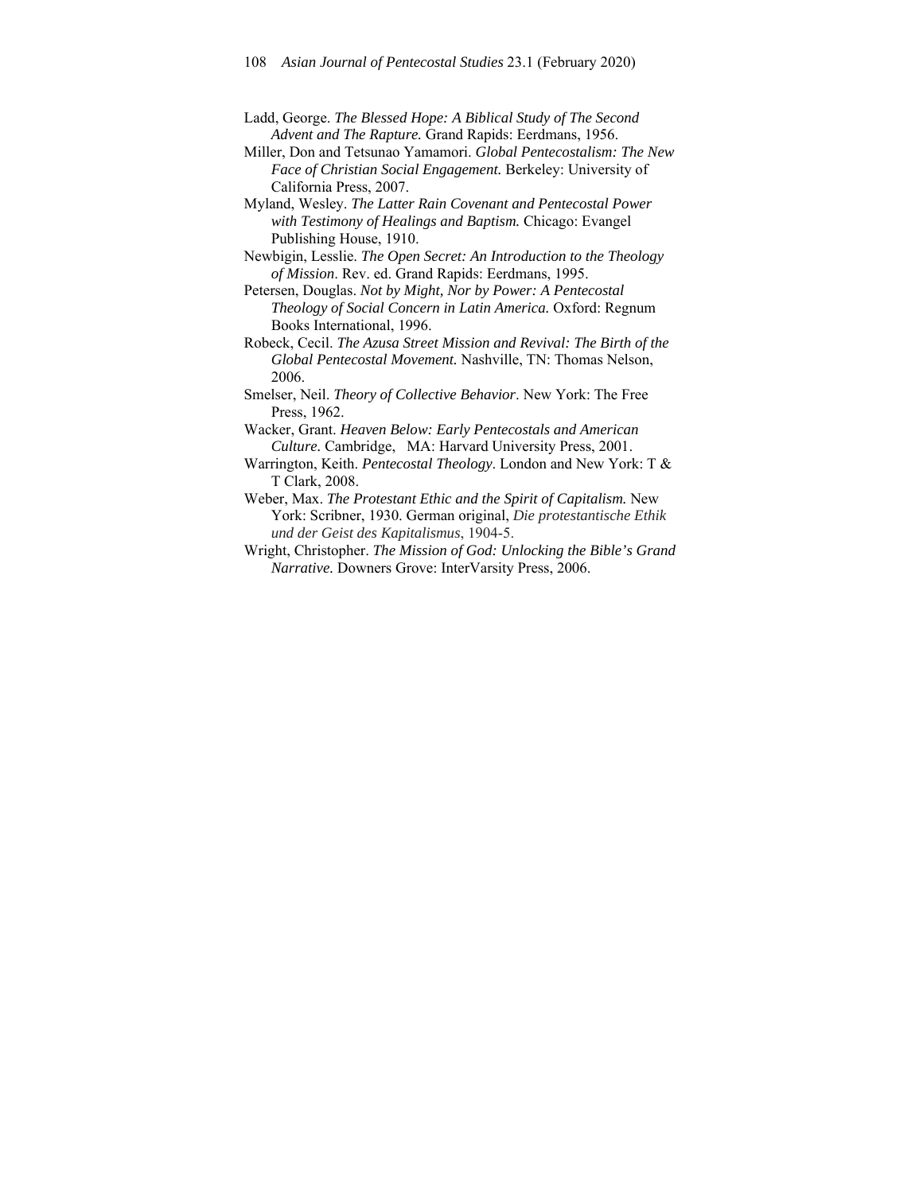Ladd, George. *The Blessed Hope: A Biblical Study of The Second Advent and The Rapture.* Grand Rapids: Eerdmans, 1956.

Miller, Don and Tetsunao Yamamori. *Global Pentecostalism: The New Face of Christian Social Engagement.* Berkeley: University of California Press, 2007.

Myland, Wesley. *The Latter Rain Covenant and Pentecostal Power with Testimony of Healings and Baptism.* Chicago: Evangel Publishing House, 1910.

Newbigin, Lesslie. *The Open Secret: An Introduction to the Theology of Mission*. Rev. ed. Grand Rapids: Eerdmans, 1995.

Petersen, Douglas. *Not by Might, Nor by Power: A Pentecostal Theology of Social Concern in Latin America.* Oxford: Regnum Books International, 1996.

Robeck, Cecil. *The Azusa Street Mission and Revival: The Birth of the Global Pentecostal Movement.* Nashville, TN: Thomas Nelson, 2006.

Smelser, Neil. *Theory of Collective Behavior*. New York: The Free Press, 1962.

Wacker, Grant. *Heaven Below: Early Pentecostals and American Culture.* Cambridge, MA: Harvard University Press, 2001.

Warrington, Keith. *Pentecostal Theology*. London and New York: T & T Clark, 2008.

Weber, Max. *The Protestant Ethic and the Spirit of Capitalism.* New York: Scribner, 1930. German original, *Die protestantische Ethik und der Geist des Kapitalismus*, 1904-5.

Wright, Christopher. *The Mission of God: Unlocking the Bible's Grand Narrative.* Downers Grove: InterVarsity Press, 2006.